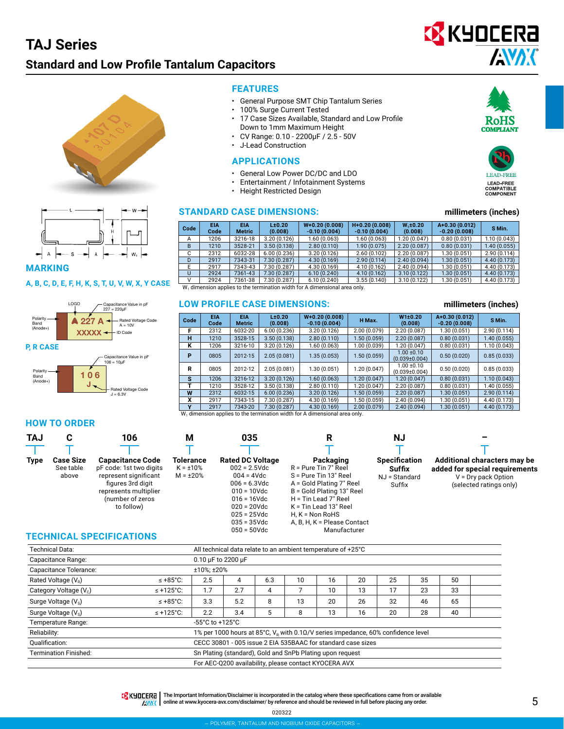# TAJ Series

## Standard and Low Profile Tantalum Capacitors

### FEATURES

- General Purpose SMT Chip Tantalum Series
- 100% Surge Current Tested
- 17 Case Sizes Available, Standard and Low Profile Down to 1mm Maximum Height
- CV Range: 0.10 - 2200µF / 2.5 - 50V
- J-Lead Construction

### APPLICATIONS

- General Low Power DC/DC and LDO
- Entertainment / Infotainment Systems
- Height Restricted Design

RoHS COMPLIANT

LEAD-FREE COMPATIBLE COMPONENT

### STANDARD CASE DIMENSIONS:

millimeters (inches)

| Code | EIA Code | EIA Metric | L±0.20 (0.008) | W+0.20 (0.008) -0.10 (0.004) | H+0.20 (0.008) -0.10 (0.004) | $W_1$±0.20 (0.008) | A+0.30 (0.012) -0.20 (0.008) | S Min. |
|---|---|---|---|---|---|---|---|---|
| A | 1206 | 3216-18 | 3.20 (0.126) | 1.60 (0.063) | 1.60 (0.063) | 1.20 (0.047) | 0.80 (0.031) | 1.10 (0.043) |
| B | 1210 | 3528-21 | 3.50 (0.138) | 2.80 (0.110) | 1.90 (0.075) | 2.20 (0.087) | 0.80 (0.031) | 1.40 (0.055) |
| C | 2312 | 6032-28 | 6.00 (0.236) | 3.20 (0.126) | 2.60 (0.102) | 2.20 (0.087) | 1.30 (0.051) | 2.90 (0.114) |
| D | 2917 | 7343-31 | 7.30 (0.287) | 4.30 (0.169) | 2.90 (0.114) | 2.40 (0.094) | 1.30 (0.051) | 4.40 (0.173) |
| E | 2917 | 7343-43 | 7.30 (0.287) | 4.30 (0.169) | 4.10 (0.162) | 2.40 (0.094) | 1.30 (0.051) | 4.40 (0.173) |
| U | 2924 | 7361-43 | 7.30 (0.287) | 6.10 (0.240) | 4.10 (0.162) | 3.10 (0.122) | 1.30 (0.051) | 4.40 (0.173) |
| V | 2924 | 7361-38 | 7.30 (0.287) | 6.10 (0.240) | 3.55 (0.140) | 3.10 (0.122) | 1.30 (0.051) | 4.40 (0.173) |

$W_1$ dimension applies to the termination width for A dimensional area only.

### MARKING

**A, B, C, D, E, F, H, K, S, T, U, V, W, X, Y CASE**

LOGO; Capacitance Value in pF 227 = 220µF; Polarity Band (Anode+); Rated Voltage Code A = 10V; ID Code

227 A
XXXXX

**P, R CASE**

Capacitance Value in pF 106 = 10µF; Polarity Band (Anode+); Rated Voltage Code J = 6.3V

106
J

### LOW PROFILE CASE DIMENSIONS:

millimeters (inches)

| Code | EIA Code | EIA Metric | L±0.20 (0.008) | W+0.20 (0.008) -0.10 (0.004) | H Max. | W1±0.20 (0.008) | A+0.30 (0.012) -0.20 (0.008) | S Min. |
|---|---|---|---|---|---|---|---|---|
| F | 2312 | 6032-20 | 6.00 (0.236) | 3.20 (0.126) | 2.00 (0.079) | 2.20 (0.087) | 1.30 (0.051) | 2.90 (0.114) |
| H | 1210 | 3528-15 | 3.50 (0.138) | 2.80 (0.110) | 1.50 (0.059) | 2.20 (0.087) | 0.80 (0.031) | 1.40 (0.055) |
| K | 1206 | 3216-10 | 3.20 (0.126) | 1.60 (0.063) | 1.00 (0.039) | 1.20 (0.047) | 0.80 (0.031) | 1.10 (0.043) |
| P | 0805 | 2012-15 | 2.05 (0.081) | 1.35 (0.053) | 1.50 (0.059) | 1.00 ±0.10 (0.039±0.004) | 0.50 (0.020) | 0.85 (0.033) |
| R | 0805 | 2012-12 | 2.05 (0.081) | 1.30 (0.051) | 1.20 (0.047) | 1.00 ±0.10 (0.039±0.004) | 0.50 (0.020) | 0.85 (0.033) |
| S | 1206 | 3216-12 | 3.20 (0.126) | 1.60 (0.063) | 1.20 (0.047) | 1.20 (0.047) | 0.80 (0.031) | 1.10 (0.043) |
| T | 1210 | 3528-12 | 3.50 (0.138) | 2.80 (0.110) | 1.20 (0.047) | 2.20 (0.087) | 0.80 (0.031) | 1.40 (0.055) |
| W | 2312 | 6032-15 | 6.00 (0.236) | 3.20 (0.126) | 1.50 (0.059) | 2.20 (0.087) | 1.30 (0.051) | 2.90 (0.114) |
| X | 2917 | 7343-15 | 7.30 (0.287) | 4.30 (0.169) | 1.50 (0.059) | 2.40 (0.094) | 1.30 (0.051) | 4.40 (0.173) |
| Y | 2917 | 7343-20 | 7.30 (0.287) | 4.30 (0.169) | 2.00 (0.079) | 2.40 (0.094) | 1.30 (0.051) | 4.40 (0.173) |

$W_1$ dimension applies to the termination width for A dimensional area only.

### HOW TO ORDER

| TAJ | C | 106 | M | 035 | R | NJ | – |
|---|---|---|---|---|---|---|---|
| **Type** | **Case Size** See table above | **Capacitance Code** pF code: 1st two digits represent significant figures 3rd digit represents multiplier (number of zeros to follow) | **Tolerance** K = ±10% M = ±20% | **Rated DC Voltage** 002 = 2.5Vdc 004 = 4Vdc 006 = 6.3Vdc 010 = 10Vdc 016 = 16Vdc 020 = 20Vdc 025 = 25Vdc 035 = 35Vdc 050 = 50Vdc | **Packaging** R = Pure Tin 7" Reel S = Pure Tin 13" Reel A = Gold Plating 7" Reel B = Gold Plating 13" Reel H = Tin Lead 7" Reel K = Tin Lead 13" Reel H, K = Non RoHS A, B, H, K = Please Contact Manufacturer | **Specification Suffix** NJ = Standard Suffix | **Additional characters may be added for special requirements** V = Dry pack Option (selected ratings only) |

### TECHNICAL SPECIFICATIONS

| Technical Data: | | All technical data relate to an ambient temperature of +25°C | | | | | | | | |
|---|---|---|---|---|---|---|---|---|---|---|
| Capacitance Range: | | 0.10 µF to 2200 µF | | | | | | | | |
| Capacitance Tolerance: | | ±10%; ±20% | | | | | | | | |
| Rated Voltage ($V_R$) | ≤ +85°C: | 2.5 | 4 | 6.3 | 10 | 16 | 20 | 25 | 35 | 50 |
| Category Voltage ($V_C$) | ≤ +125°C: | 1.7 | 2.7 | 4 | 7 | 10 | 13 | 17 | 23 | 33 |
| Surge Voltage ($V_S$) | ≤ +85°C: | 3.3 | 5.2 | 8 | 13 | 20 | 26 | 32 | 46 | 65 |
| Surge Voltage ($V_S$) | ≤ +125°C: | 2.2 | 3.4 | 5 | 8 | 13 | 16 | 20 | 28 | 40 |
| Temperature Range: | | -55°C to +125°C | | | | | | | | |
| Reliability: | | 1% per 1000 hours at 85°C, $V_R$ with 0.1Ω/V series impedance, 60% confidence level | | | | | | | | |
| Qualification: | | CECC 30801 - 005 issue 2 EIA 535BAAC for standard case sizes | | | | | | | | |
| Termination Finished: | | Sn Plating (standard), Gold and SnPb Plating upon request | | | | | | | | |
| | | For AEC-Q200 availability, please contact KYOCERA AVX | | | | | | | | |

The Important Information/Disclaimer is incorporated in the catalog where these specifications came from or available online at www.kyocera-avx.com/disclaimer/ by reference and should be reviewed in full before placing any order.

020322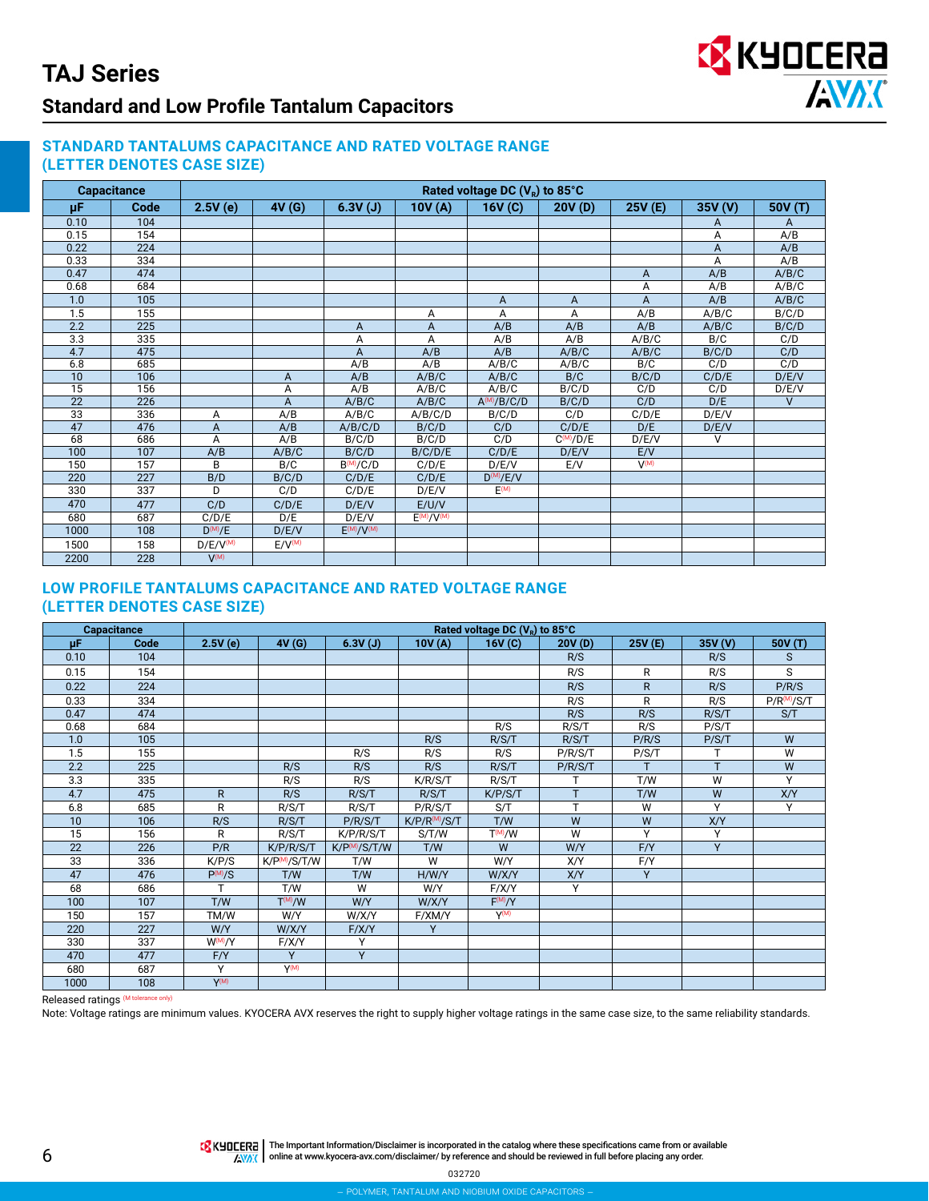# TAJ Series

## Standard and Low Profile Tantalum Capacitors

### STANDARD TANTALUMS CAPACITANCE AND RATED VOLTAGE RANGE (LETTER DENOTES CASE SIZE)

| Capacitance | | Rated voltage DC ($V_R$) to 85°C | | | | | | | | |
|---|---|---|---|---|---|---|---|---|---|---|
| μF | Code | 2.5V (e) | 4V (G) | 6.3V (J) | 10V (A) | 16V (C) | 20V (D) | 25V (E) | 35V (V) | 50V (T) |
| 0.10 | 104 | | | | | | | | A | A |
| 0.15 | 154 | | | | | | | | A | A/B |
| 0.22 | 224 | | | | | | | | A | A/B |
| 0.33 | 334 | | | | | | | | A | A/B |
| 0.47 | 474 | | | | | | | A | A/B | A/B/C |
| 0.68 | 684 | | | | | | | A | A/B | A/B/C |
| 1.0 | 105 | | | | | A | A | A | A/B | A/B/C |
| 1.5 | 155 | | | | A | A | A | A/B | A/B/C | B/C/D |
| 2.2 | 225 | | | A | A | A/B | A/B | A/B | A/B/C | B/C/D |
| 3.3 | 335 | | | A | A | A/B | A/B | A/B/C | B/C | C/D |
| 4.7 | 475 | | | A | A/B | A/B | A/B/C | A/B/C | B/C/D | C/D |
| 6.8 | 685 | | | A/B | A/B | A/B/C | A/B/C | B/C | C/D | C/D |
| 10 | 106 | | A | A/B | A/B/C | A/B/C | B/C | B/C/D | C/D/E | D/E/V |
| 15 | 156 | | A | A/B | A/B/C | A/B/C | B/C/D | C/D | C/D | D/E/V |
| 22 | 226 | | A | A/B/C | A/B/C | A(M)/B/C/D | B/C/D | C/D | D/E | V |
| 33 | 336 | A | A/B | A/B/C | A/B/C/D | B/C/D | C/D | C/D/E | D/E/V | |
| 47 | 476 | A | A/B | A/B/C/D | B/C/D | C/D | C/D/E | D/E | D/E/V | |
| 68 | 686 | A | A/B | B/C/D | B/C/D | C/D | C(M)/D/E | D/E/V | V | |
| 100 | 107 | A/B | A/B/C | B/C/D | B/C/D/E | C/D/E | D/E/V | E/V | | |
| 150 | 157 | B | B/C | B(M)/C/D | C/D/E | D/E/V | E/V | V(M) | | |
| 220 | 227 | B/D | B/C/D | C/D/E | C/D/E | D(M)/E/V | | | | |
| 330 | 337 | D | C/D | C/D/E | D/E/V | E(M) | | | | |
| 470 | 477 | C/D | C/D/E | D/E/V | E/U/V | | | | | |
| 680 | 687 | C/D/E | D/E | D/E/V | E(M)/V(M) | | | | | |
| 1000 | 108 | D(M)/E | D/E/V | E(M)/V(M) | | | | | | |
| 1500 | 158 | D/E/V(M) | E/V(M) | | | | | | | |
| 2200 | 228 | V(M) | | | | | | | | |

### LOW PROFILE TANTALUMS CAPACITANCE AND RATED VOLTAGE RANGE (LETTER DENOTES CASE SIZE)

| Capacitance | | Rated voltage DC ($V_R$) to 85°C | | | | | | | | |
|---|---|---|---|---|---|---|---|---|---|---|
| μF | Code | 2.5V (e) | 4V (G) | 6.3V (J) | 10V (A) | 16V (C) | 20V (D) | 25V (E) | 35V (V) | 50V (T) |
| 0.10 | 104 | | | | | | R/S | | R/S | S |
| 0.15 | 154 | | | | | | R/S | R | R/S | S |
| 0.22 | 224 | | | | | | R/S | R | R/S | P/R/S |
| 0.33 | 334 | | | | | | R/S | R | R/S | P/R(M)/S/T |
| 0.47 | 474 | | | | | | R/S | R/S | R/S/T | S/T |
| 0.68 | 684 | | | | | R/S | R/S/T | R/S | P/S/T | |
| 1.0 | 105 | | | | R/S | R/S/T | R/S/T | P/R/S | P/S/T | W |
| 1.5 | 155 | | | R/S | R/S | R/S | P/R/S/T | P/S/T | T | W |
| 2.2 | 225 | | R/S | R/S | R/S | R/S/T | P/R/S/T | T | T | W |
| 3.3 | 335 | | R/S | R/S | K/R/S/T | R/S/T | T | T/W | W | Y |
| 4.7 | 475 | R | R/S | R/S/T | R/S/T | K/P/S/T | T | T/W | W | X/Y |
| 6.8 | 685 | R | R/S/T | R/S/T | P/R/S/T | S/T | T | W | Y | Y |
| 10 | 106 | R/S | R/S/T | P/R/S/T | K/P/R(M)/S/T | T/W | W | W | X/Y | |
| 15 | 156 | R | R/S/T | K/P/R/S/T | S/T/W | T(M)/W | W | Y | Y | |
| 22 | 226 | P/R | K/P/R/S/T | K/P(M)/S/T/W | T/W | W | W/Y | F/Y | Y | |
| 33 | 336 | K/P/S | K/P(M)/S/T/W | T/W | W | W/Y | X/Y | F/Y | | |
| 47 | 476 | P(M)/S | T/W | T/W | H/W/Y | W/X/Y | X/Y | Y | | |
| 68 | 686 | T | T/W | W | W/Y | F/X/Y | Y | | | |
| 100 | 107 | T/W | T(M)/W | W/Y | W/X/Y | F(M)/Y | | | | |
| 150 | 157 | TM/W | W/Y | W/X/Y | F/XM/Y | Y(M) | | | | |
| 220 | 227 | W/Y | W/X/Y | F/X/Y | Y | | | | | |
| 330 | 337 | W(M)/Y | F/X/Y | Y | | | | | | |
| 470 | 477 | F/Y | Y | Y | | | | | | |
| 680 | 687 | Y | Y(M) | | | | | | | |
| 1000 | 108 | Y(M) | | | | | | | | |

Released ratings (M tolerance only)

Note: Voltage ratings are minimum values. KYOCERA AVX reserves the right to supply higher voltage ratings in the same case size, to the same reliability standards.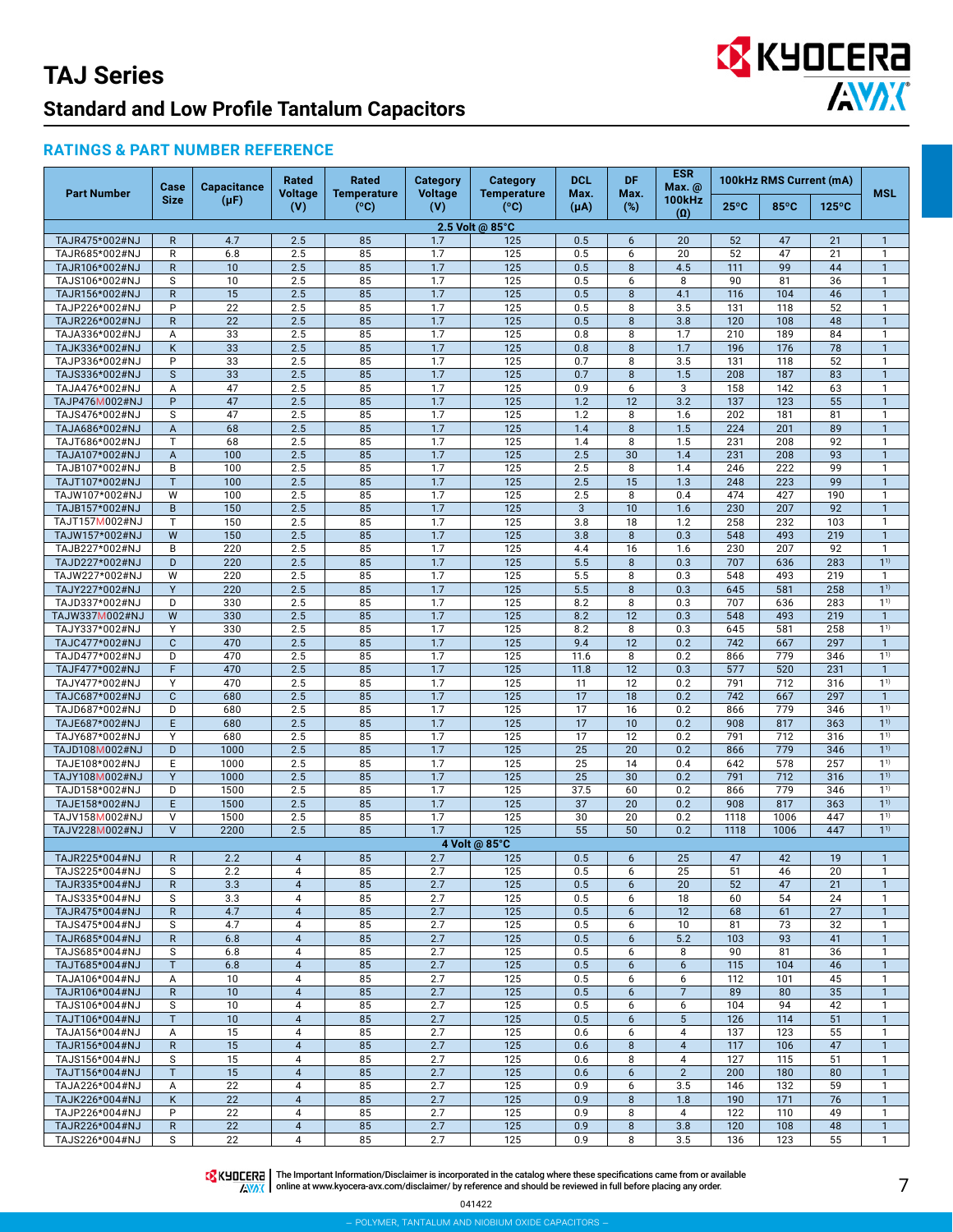# TAJ Series

## Standard and Low Profile Tantalum Capacitors

### RATINGS & PART NUMBER REFERENCE

| Part Number | Case Size | Capacitance (µF) | Rated Voltage (V) | Rated Temperature (°C) | Category Voltage (V) | Category Temperature (°C) | DCL Max. (µA) | DF Max. (%) | ESR Max. @ 100kHz (Ω) | 100kHz RMS Current (mA) | | | MSL |
|---|---|---|---|---|---|---|---|---|---|---|---|---|---|
| | | | | | | | | | | 25°C | 85°C | 125°C | |
| **2.5 Volt @ 85°C** | | | | | | | | | | | | | |
| TAJR475*002#NJ | R | 4.7 | 2.5 | 85 | 1.7 | 125 | 0.5 | 6 | 20 | 52 | 47 | 21 | 1 |
| TAJR685*002#NJ | R | 6.8 | 2.5 | 85 | 1.7 | 125 | 0.5 | 6 | 20 | 52 | 47 | 21 | 1 |
| TAJR106*002#NJ | R | 10 | 2.5 | 85 | 1.7 | 125 | 0.5 | 8 | 4.5 | 111 | 99 | 44 | 1 |
| TAJS106*002#NJ | S | 10 | 2.5 | 85 | 1.7 | 125 | 0.5 | 6 | 8 | 90 | 81 | 36 | 1 |
| TAJR156*002#NJ | R | 15 | 2.5 | 85 | 1.7 | 125 | 0.5 | 8 | 4.1 | 116 | 104 | 46 | 1 |
| TAJP226*002#NJ | P | 22 | 2.5 | 85 | 1.7 | 125 | 0.5 | 8 | 3.5 | 131 | 118 | 52 | 1 |
| TAJR226*002#NJ | R | 22 | 2.5 | 85 | 1.7 | 125 | 0.5 | 8 | 3.8 | 120 | 108 | 48 | 1 |
| TAJA336*002#NJ | A | 33 | 2.5 | 85 | 1.7 | 125 | 0.8 | 8 | 1.7 | 210 | 189 | 84 | 1 |
| TAJK336*002#NJ | K | 33 | 2.5 | 85 | 1.7 | 125 | 0.8 | 8 | 1.7 | 196 | 176 | 78 | 1 |
| TAJP336*002#NJ | P | 33 | 2.5 | 85 | 1.7 | 125 | 0.7 | 8 | 3.5 | 131 | 118 | 52 | 1 |
| TAJS336*002#NJ | S | 33 | 2.5 | 85 | 1.7 | 125 | 0.7 | 8 | 1.5 | 208 | 187 | 83 | 1 |
| TAJA476*002#NJ | A | 47 | 2.5 | 85 | 1.7 | 125 | 0.9 | 6 | 3 | 158 | 142 | 63 | 1 |
| TAJP476M002#NJ | P | 47 | 2.5 | 85 | 1.7 | 125 | 1.2 | 12 | 3.2 | 137 | 123 | 55 | 1 |
| TAJS476*002#NJ | S | 47 | 2.5 | 85 | 1.7 | 125 | 1.2 | 8 | 1.6 | 202 | 181 | 81 | 1 |
| TAJA686*002#NJ | A | 68 | 2.5 | 85 | 1.7 | 125 | 1.4 | 8 | 1.5 | 224 | 201 | 89 | 1 |
| TAJT686*002#NJ | T | 68 | 2.5 | 85 | 1.7 | 125 | 1.4 | 8 | 1.5 | 231 | 208 | 92 | 1 |
| TAJA107*002#NJ | A | 100 | 2.5 | 85 | 1.7 | 125 | 2.5 | 30 | 1.4 | 231 | 208 | 93 | 1 |
| TAJB107*002#NJ | B | 100 | 2.5 | 85 | 1.7 | 125 | 2.5 | 8 | 1.4 | 246 | 222 | 99 | 1 |
| TAJT107*002#NJ | T | 100 | 2.5 | 85 | 1.7 | 125 | 2.5 | 15 | 1.3 | 248 | 223 | 99 | 1 |
| TAJW107*002#NJ | W | 100 | 2.5 | 85 | 1.7 | 125 | 2.5 | 8 | 0.4 | 474 | 427 | 190 | 1 |
| TAJB157*002#NJ | B | 150 | 2.5 | 85 | 1.7 | 125 | 3 | 10 | 1.6 | 230 | 207 | 92 | 1 |
| TAJT157M002#NJ | T | 150 | 2.5 | 85 | 1.7 | 125 | 3.8 | 18 | 1.2 | 258 | 232 | 103 | 1 |
| TAJW157*002#NJ | W | 150 | 2.5 | 85 | 1.7 | 125 | 3.8 | 8 | 0.3 | 548 | 493 | 219 | 1 |
| TAJB227*002#NJ | B | 220 | 2.5 | 85 | 1.7 | 125 | 4.4 | 16 | 1.6 | 230 | 207 | 92 | 1 |
| TAJD227*002#NJ | D | 220 | 2.5 | 85 | 1.7 | 125 | 5.5 | 8 | 0.3 | 707 | 636 | 283 | 1[1)] |
| TAJW227*002#NJ | W | 220 | 2.5 | 85 | 1.7 | 125 | 5.5 | 8 | 0.3 | 548 | 493 | 219 | 1 |
| TAJY227*002#NJ | Y | 220 | 2.5 | 85 | 1.7 | 125 | 5.5 | 8 | 0.3 | 645 | 581 | 258 | 1[1)] |
| TAJD337*002#NJ | D | 330 | 2.5 | 85 | 1.7 | 125 | 8.2 | 8 | 0.3 | 707 | 636 | 283 | 1[1)] |
| TAJW337M002#NJ | W | 330 | 2.5 | 85 | 1.7 | 125 | 8.2 | 12 | 0.3 | 548 | 493 | 219 | 1 |
| TAJY337*002#NJ | Y | 330 | 2.5 | 85 | 1.7 | 125 | 8.2 | 8 | 0.3 | 645 | 581 | 258 | 1[1)] |
| TAJC477*002#NJ | C | 470 | 2.5 | 85 | 1.7 | 125 | 9.4 | 12 | 0.2 | 742 | 667 | 297 | 1 |
| TAJD477*002#NJ | D | 470 | 2.5 | 85 | 1.7 | 125 | 11.6 | 8 | 0.2 | 866 | 779 | 346 | 1[1)] |
| TAJF477*002#NJ | F | 470 | 2.5 | 85 | 1.7 | 125 | 11.8 | 12 | 0.3 | 577 | 520 | 231 | 1 |
| TAJY477*002#NJ | Y | 470 | 2.5 | 85 | 1.7 | 125 | 11 | 12 | 0.2 | 791 | 712 | 316 | 1[1)] |
| TAJC687*002#NJ | C | 680 | 2.5 | 85 | 1.7 | 125 | 17 | 18 | 0.2 | 742 | 667 | 297 | 1 |
| TAJD687*002#NJ | D | 680 | 2.5 | 85 | 1.7 | 125 | 17 | 16 | 0.2 | 866 | 779 | 346 | 1[1)] |
| TAJE687*002#NJ | E | 680 | 2.5 | 85 | 1.7 | 125 | 17 | 10 | 0.2 | 908 | 817 | 363 | 1[1)] |
| TAJY687*002#NJ | Y | 680 | 2.5 | 85 | 1.7 | 125 | 17 | 12 | 0.2 | 791 | 712 | 316 | 1[1)] |
| TAJD108M002#NJ | D | 1000 | 2.5 | 85 | 1.7 | 125 | 25 | 20 | 0.2 | 866 | 779 | 346 | 1[1)] |
| TAJE108*002#NJ | E | 1000 | 2.5 | 85 | 1.7 | 125 | 25 | 14 | 0.4 | 642 | 578 | 257 | 1[1)] |
| TAJY108M002#NJ | Y | 1000 | 2.5 | 85 | 1.7 | 125 | 25 | 30 | 0.2 | 791 | 712 | 316 | 1[1)] |
| TAJD158*002#NJ | D | 1500 | 2.5 | 85 | 1.7 | 125 | 37.5 | 60 | 0.2 | 866 | 779 | 346 | 1[1)] |
| TAJE158*002#NJ | E | 1500 | 2.5 | 85 | 1.7 | 125 | 37 | 20 | 0.2 | 908 | 817 | 363 | 1[1)] |
| TAJV158M002#NJ | V | 1500 | 2.5 | 85 | 1.7 | 125 | 30 | 20 | 0.2 | 1118 | 1006 | 447 | 1[1)] |
| TAJV228M002#NJ | V | 2200 | 2.5 | 85 | 1.7 | 125 | 55 | 50 | 0.2 | 1118 | 1006 | 447 | 1[1)] |
| **4 Volt @ 85°C** | | | | | | | | | | | | | |
| TAJR225*004#NJ | R | 2.2 | 4 | 85 | 2.7 | 125 | 0.5 | 6 | 25 | 47 | 42 | 19 | 1 |
| TAJS225*004#NJ | S | 2.2 | 4 | 85 | 2.7 | 125 | 0.5 | 6 | 25 | 51 | 46 | 20 | 1 |
| TAJR335*004#NJ | R | 3.3 | 4 | 85 | 2.7 | 125 | 0.5 | 6 | 20 | 52 | 47 | 21 | 1 |
| TAJS335*004#NJ | S | 3.3 | 4 | 85 | 2.7 | 125 | 0.5 | 6 | 18 | 60 | 54 | 24 | 1 |
| TAJR475*004#NJ | R | 4.7 | 4 | 85 | 2.7 | 125 | 0.5 | 6 | 12 | 68 | 61 | 27 | 1 |
| TAJS475*004#NJ | S | 4.7 | 4 | 85 | 2.7 | 125 | 0.5 | 6 | 10 | 81 | 73 | 32 | 1 |
| TAJR685*004#NJ | R | 6.8 | 4 | 85 | 2.7 | 125 | 0.5 | 6 | 5.2 | 103 | 93 | 41 | 1 |
| TAJS685*004#NJ | S | 6.8 | 4 | 85 | 2.7 | 125 | 0.5 | 6 | 8 | 90 | 81 | 36 | 1 |
| TAJT685*004#NJ | T | 6.8 | 4 | 85 | 2.7 | 125 | 0.5 | 6 | 6 | 115 | 104 | 46 | 1 |
| TAJA106*004#NJ | A | 10 | 4 | 85 | 2.7 | 125 | 0.5 | 6 | 6 | 112 | 101 | 45 | 1 |
| TAJR106*004#NJ | R | 10 | 4 | 85 | 2.7 | 125 | 0.5 | 6 | 7 | 89 | 80 | 35 | 1 |
| TAJS106*004#NJ | S | 10 | 4 | 85 | 2.7 | 125 | 0.5 | 6 | 6 | 104 | 94 | 42 | 1 |
| TAJT106*004#NJ | T | 10 | 4 | 85 | 2.7 | 125 | 0.5 | 6 | 5 | 126 | 114 | 51 | 1 |
| TAJA156*004#NJ | A | 15 | 4 | 85 | 2.7 | 125 | 0.6 | 6 | 4 | 137 | 123 | 55 | 1 |
| TAJR156*004#NJ | R | 15 | 4 | 85 | 2.7 | 125 | 0.6 | 8 | 4 | 117 | 106 | 47 | 1 |
| TAJS156*004#NJ | S | 15 | 4 | 85 | 2.7 | 125 | 0.6 | 8 | 4 | 127 | 115 | 51 | 1 |
| TAJT156*004#NJ | T | 15 | 4 | 85 | 2.7 | 125 | 0.6 | 6 | 2 | 200 | 180 | 80 | 1 |
| TAJA226*004#NJ | A | 22 | 4 | 85 | 2.7 | 125 | 0.9 | 6 | 3.5 | 146 | 132 | 59 | 1 |
| TAJK226*004#NJ | K | 22 | 4 | 85 | 2.7 | 125 | 0.9 | 8 | 1.8 | 190 | 171 | 76 | 1 |
| TAJP226*004#NJ | P | 22 | 4 | 85 | 2.7 | 125 | 0.9 | 8 | 4 | 122 | 110 | 49 | 1 |
| TAJR226*004#NJ | R | 22 | 4 | 85 | 2.7 | 125 | 0.9 | 8 | 3.8 | 120 | 108 | 48 | 1 |
| TAJS226*004#NJ | S | 22 | 4 | 85 | 2.7 | 125 | 0.9 | 8 | 3.5 | 136 | 123 | 55 | 1 |

The Important Information/Disclaimer is incorporated in the catalog where these specifications came from or available online at www.kyocera-avx.com/disclaimer/ by reference and should be reviewed in full before placing any order.

041422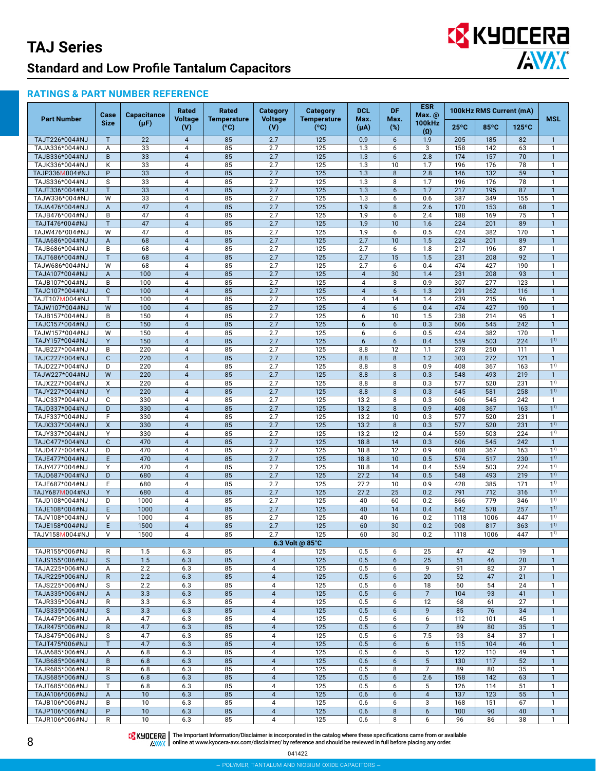# TAJ Series

## Standard and Low Profile Tantalum Capacitors

### RATINGS & PART NUMBER REFERENCE

| Part Number | Case Size | Capacitance (μF) | Rated Voltage (V) | Rated Temperature (°C) | Category Voltage (V) | Category Temperature (°C) | DCL Max. (μA) | DF Max. (%) | ESR Max. @ 100kHz (Ω) | 100kHz RMS Current (mA) | | | MSL |
|---|---|---|---|---|---|---|---|---|---|---|---|---|---|
| | | | | | | | | | | 25°C | 85°C | 125°C | |
| TAJT226*004#NJ | T | 22 | 4 | 85 | 2.7 | 125 | 0.9 | 6 | 1.9 | 205 | 185 | 82 | 1 |
| TAJA336*004#NJ | A | 33 | 4 | 85 | 2.7 | 125 | 1.3 | 6 | 3 | 158 | 142 | 63 | 1 |
| TAJB336*004#NJ | B | 33 | 4 | 85 | 2.7 | 125 | 1.3 | 6 | 2.8 | 174 | 157 | 70 | 1 |
| TAJK336*004#NJ | K | 33 | 4 | 85 | 2.7 | 125 | 1.3 | 10 | 1.7 | 196 | 176 | 78 | 1 |
| TAJP336M004#NJ | P | 33 | 4 | 85 | 2.7 | 125 | 1.3 | 8 | 2.8 | 146 | 132 | 59 | 1 |
| TAJS336*004#NJ | S | 33 | 4 | 85 | 2.7 | 125 | 1.3 | 8 | 1.7 | 196 | 176 | 78 | 1 |
| TAJT336*004#NJ | T | 33 | 4 | 85 | 2.7 | 125 | 1.3 | 6 | 1.7 | 217 | 195 | 87 | 1 |
| TAJW336*004#NJ | W | 33 | 4 | 85 | 2.7 | 125 | 1.3 | 6 | 0.6 | 387 | 349 | 155 | 1 |
| TAJA476*004#NJ | A | 47 | 4 | 85 | 2.7 | 125 | 1.9 | 8 | 2.6 | 170 | 153 | 68 | 1 |
| TAJB476*004#NJ | B | 47 | 4 | 85 | 2.7 | 125 | 1.9 | 6 | 2.4 | 188 | 169 | 75 | 1 |
| TAJT476*004#NJ | T | 47 | 4 | 85 | 2.7 | 125 | 1.9 | 10 | 1.6 | 224 | 201 | 89 | 1 |
| TAJW476*004#NJ | W | 47 | 4 | 85 | 2.7 | 125 | 1.9 | 6 | 0.5 | 424 | 382 | 170 | 1 |
| TAJA686*004#NJ | A | 68 | 4 | 85 | 2.7 | 125 | 2.7 | 10 | 1.5 | 224 | 201 | 89 | 1 |
| TAJB686*004#NJ | B | 68 | 4 | 85 | 2.7 | 125 | 2.7 | 6 | 1.8 | 217 | 196 | 87 | 1 |
| TAJT686*004#NJ | T | 68 | 4 | 85 | 2.7 | 125 | 2.7 | 15 | 1.5 | 231 | 208 | 92 | 1 |
| TAJW686*004#NJ | W | 68 | 4 | 85 | 2.7 | 125 | 2.7 | 6 | 0.4 | 474 | 427 | 190 | 1 |
| TAJA107*004#NJ | A | 100 | 4 | 85 | 2.7 | 125 | 4 | 30 | 1.4 | 231 | 208 | 93 | 1 |
| TAJB107*004#NJ | B | 100 | 4 | 85 | 2.7 | 125 | 4 | 8 | 0.9 | 307 | 277 | 123 | 1 |
| TAJC107*004#NJ | C | 100 | 4 | 85 | 2.7 | 125 | 4 | 6 | 1.3 | 291 | 262 | 116 | 1 |
| TAJT107M004#NJ | T | 100 | 4 | 85 | 2.7 | 125 | 4 | 14 | 1.4 | 239 | 215 | 96 | 1 |
| TAJW107*004#NJ | W | 100 | 4 | 85 | 2.7 | 125 | 4 | 6 | 0.4 | 474 | 427 | 190 | 1 |
| TAJB157*004#NJ | B | 150 | 4 | 85 | 2.7 | 125 | 6 | 10 | 1.5 | 238 | 214 | 95 | 1 |
| TAJC157*004#NJ | C | 150 | 4 | 85 | 2.7 | 125 | 6 | 6 | 0.3 | 606 | 545 | 242 | 1 |
| TAJW157*004#NJ | W | 150 | 4 | 85 | 2.7 | 125 | 6 | 6 | 0.5 | 424 | 382 | 170 | 1 |
| TAJY157*004#NJ | Y | 150 | 4 | 85 | 2.7 | 125 | 6 | 6 | 0.4 | 559 | 503 | 224 | 1[1)] |
| TAJB227*004#NJ | B | 220 | 4 | 85 | 2.7 | 125 | 8.8 | 12 | 1.1 | 278 | 250 | 111 | 1 |
| TAJC227*004#NJ | C | 220 | 4 | 85 | 2.7 | 125 | 8.8 | 8 | 1.2 | 303 | 272 | 121 | 1 |
| TAJD227*004#NJ | D | 220 | 4 | 85 | 2.7 | 125 | 8.8 | 8 | 0.9 | 408 | 367 | 163 | 1[1)] |
| TAJW227*004#NJ | W | 220 | 4 | 85 | 2.7 | 125 | 8.8 | 8 | 0.3 | 548 | 493 | 219 | 1 |
| TAJX227*004#NJ | X | 220 | 4 | 85 | 2.7 | 125 | 8.8 | 8 | 0.3 | 577 | 520 | 231 | 1[1)] |
| TAJY227*004#NJ | Y | 220 | 4 | 85 | 2.7 | 125 | 8.8 | 8 | 0.3 | 645 | 581 | 258 | 1[1)] |
| TAJC337*004#NJ | C | 330 | 4 | 85 | 2.7 | 125 | 13.2 | 8 | 0.3 | 606 | 545 | 242 | 1 |
| TAJD337*004#NJ | D | 330 | 4 | 85 | 2.7 | 125 | 13.2 | 8 | 0.9 | 408 | 367 | 163 | 1[1)] |
| TAJF337*004#NJ | F | 330 | 4 | 85 | 2.7 | 125 | 13.2 | 10 | 0.3 | 577 | 520 | 231 | 1 |
| TAJX337*004#NJ | X | 330 | 4 | 85 | 2.7 | 125 | 13.2 | 8 | 0.3 | 577 | 520 | 231 | 1[1)] |
| TAJY337*004#NJ | Y | 330 | 4 | 85 | 2.7 | 125 | 13.2 | 12 | 0.4 | 559 | 503 | 224 | 1[1)] |
| TAJC477*004#NJ | C | 470 | 4 | 85 | 2.7 | 125 | 18.8 | 14 | 0.3 | 606 | 545 | 242 | 1 |
| TAJD477*004#NJ | D | 470 | 4 | 85 | 2.7 | 125 | 18.8 | 12 | 0.9 | 408 | 367 | 163 | 1[1)] |
| TAJE477*004#NJ | E | 470 | 4 | 85 | 2.7 | 125 | 18.8 | 10 | 0.5 | 574 | 517 | 230 | 1[1)] |
| TAJY477*004#NJ | Y | 470 | 4 | 85 | 2.7 | 125 | 18.8 | 14 | 0.4 | 559 | 503 | 224 | 1[1)] |
| TAJD687*004#NJ | D | 680 | 4 | 85 | 2.7 | 125 | 27.2 | 14 | 0.5 | 548 | 493 | 219 | 1[1)] |
| TAJE687*004#NJ | E | 680 | 4 | 85 | 2.7 | 125 | 27.2 | 10 | 0.9 | 428 | 385 | 171 | 1[1)] |
| TAJY687M004#NJ | Y | 680 | 4 | 85 | 2.7 | 125 | 27.2 | 25 | 0.2 | 791 | 712 | 316 | 1[1)] |
| TAJD108*004#NJ | D | 1000 | 4 | 85 | 2.7 | 125 | 40 | 60 | 0.2 | 866 | 779 | 346 | 1[1)] |
| TAJE108*004#NJ | E | 1000 | 4 | 85 | 2.7 | 125 | 40 | 14 | 0.4 | 642 | 578 | 257 | 1[1)] |
| TAJV108*004#NJ | V | 1000 | 4 | 85 | 2.7 | 125 | 40 | 16 | 0.2 | 1118 | 1006 | 447 | 1[1)] |
| TAJE158*004#NJ | E | 1500 | 4 | 85 | 2.7 | 125 | 60 | 30 | 0.2 | 908 | 817 | 363 | 1[1)] |
| TAJV158M004#NJ | V | 1500 | 4 | 85 | 2.7 | 125 | 60 | 30 | 0.2 | 1118 | 1006 | 447 | 1[1)] |
| **6.3 Volt @ 85°C** | | | | | | | | | | | | | |
| TAJR155*006#NJ | R | 1.5 | 6.3 | 85 | 4 | 125 | 0.5 | 6 | 25 | 47 | 42 | 19 | 1 |
| TAJS155*006#NJ | S | 1.5 | 6.3 | 85 | 4 | 125 | 0.5 | 6 | 25 | 51 | 46 | 20 | 1 |
| TAJA225*006#NJ | A | 2.2 | 6.3 | 85 | 4 | 125 | 0.5 | 6 | 9 | 91 | 82 | 37 | 1 |
| TAJR225*006#NJ | R | 2.2 | 6.3 | 85 | 4 | 125 | 0.5 | 6 | 20 | 52 | 47 | 21 | 1 |
| TAJS225*006#NJ | S | 2.2 | 6.3 | 85 | 4 | 125 | 0.5 | 6 | 18 | 60 | 54 | 24 | 1 |
| TAJA335*006#NJ | A | 3.3 | 6.3 | 85 | 4 | 125 | 0.5 | 6 | 7 | 104 | 93 | 41 | 1 |
| TAJR335*006#NJ | R | 3.3 | 6.3 | 85 | 4 | 125 | 0.5 | 6 | 12 | 68 | 61 | 27 | 1 |
| TAJS335*006#NJ | S | 3.3 | 6.3 | 85 | 4 | 125 | 0.5 | 6 | 9 | 85 | 76 | 34 | 1 |
| TAJA475*006#NJ | A | 4.7 | 6.3 | 85 | 4 | 125 | 0.5 | 6 | 6 | 112 | 101 | 45 | 1 |
| TAJR475*006#NJ | R | 4.7 | 6.3 | 85 | 4 | 125 | 0.5 | 6 | 7 | 89 | 80 | 35 | 1 |
| TAJS475*006#NJ | S | 4.7 | 6.3 | 85 | 4 | 125 | 0.5 | 6 | 7.5 | 93 | 84 | 37 | 1 |
| TAJT475*006#NJ | T | 4.7 | 6.3 | 85 | 4 | 125 | 0.5 | 6 | 6 | 115 | 104 | 46 | 1 |
| TAJA685*006#NJ | A | 6.8 | 6.3 | 85 | 4 | 125 | 0.5 | 6 | 5 | 122 | 110 | 49 | 1 |
| TAJB685*006#NJ | B | 6.8 | 6.3 | 85 | 4 | 125 | 0.6 | 6 | 5 | 130 | 117 | 52 | 1 |
| TAJR685*006#NJ | R | 6.8 | 6.3 | 85 | 4 | 125 | 0.5 | 8 | 7 | 89 | 80 | 35 | 1 |
| TAJS685*006#NJ | S | 6.8 | 6.3 | 85 | 4 | 125 | 0.5 | 6 | 2.6 | 158 | 142 | 63 | 1 |
| TAJT685*006#NJ | T | 6.8 | 6.3 | 85 | 4 | 125 | 0.5 | 6 | 5 | 126 | 114 | 51 | 1 |
| TAJA106*006#NJ | A | 10 | 6.3 | 85 | 4 | 125 | 0.6 | 6 | 4 | 137 | 123 | 55 | 1 |
| TAJB106*006#NJ | B | 10 | 6.3 | 85 | 4 | 125 | 0.6 | 6 | 3 | 168 | 151 | 67 | 1 |
| TAJP106*006#NJ | P | 10 | 6.3 | 85 | 4 | 125 | 0.6 | 8 | 6 | 100 | 90 | 40 | 1 |
| TAJR106*006#NJ | R | 10 | 6.3 | 85 | 4 | 125 | 0.6 | 8 | 6 | 96 | 86 | 38 | 1 |

The Important Information/Disclaimer is incorporated in the catalog where these specifications came from or available online at www.kyocera-avx.com/disclaimer/ by reference and should be reviewed in full before placing any order.

041422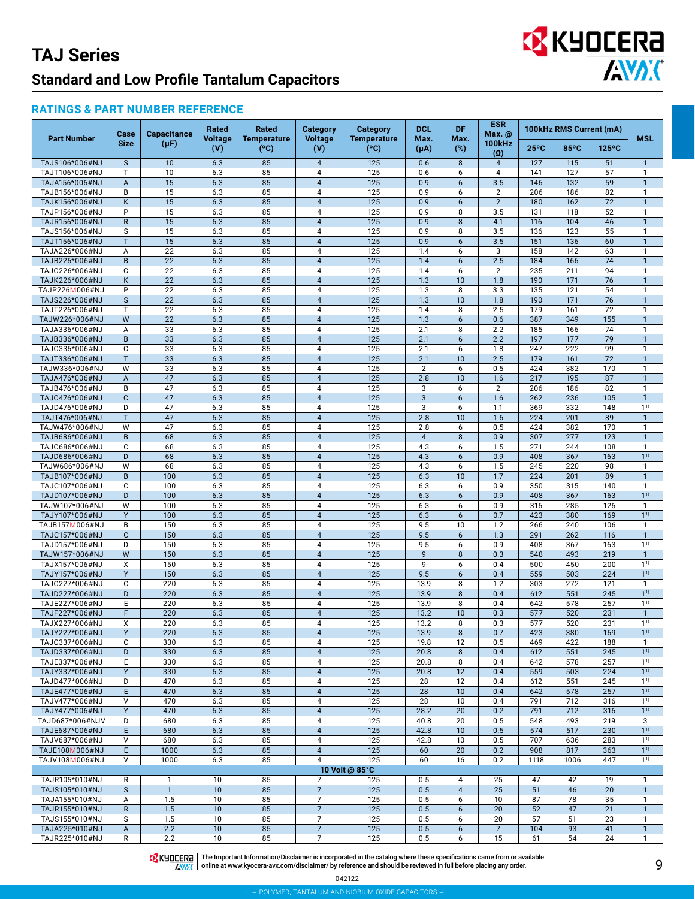# TAJ Series

## Standard and Low Profile Tantalum Capacitors

### RATINGS & PART NUMBER REFERENCE

| Part Number | Case Size | Capacitance (μF) | Rated Voltage (V) | Rated Temperature (°C) | Category Voltage (V) | Category Temperature (°C) | DCL Max. (μA) | DF Max. (%) | ESR Max. @ 100kHz (Ω) | 100kHz RMS Current (mA) | | | MSL |
|---|---|---|---|---|---|---|---|---|---|---|---|---|---|
| | | | | | | | | | | 25°C | 85°C | 125°C | |
| TAJS106*006#NJ | S | 10 | 6.3 | 85 | 4 | 125 | 0.6 | 8 | 4 | 127 | 115 | 51 | 1 |
| TAJT106*006#NJ | T | 10 | 6.3 | 85 | 4 | 125 | 0.6 | 6 | 4 | 141 | 127 | 57 | 1 |
| TAJA156*006#NJ | A | 15 | 6.3 | 85 | 4 | 125 | 0.9 | 6 | 3.5 | 146 | 132 | 59 | 1 |
| TAJB156*006#NJ | B | 15 | 6.3 | 85 | 4 | 125 | 0.9 | 6 | 2 | 206 | 186 | 82 | 1 |
| TAJK156*006#NJ | K | 15 | 6.3 | 85 | 4 | 125 | 0.9 | 6 | 2 | 180 | 162 | 72 | 1 |
| TAJP156*006#NJ | P | 15 | 6.3 | 85 | 4 | 125 | 0.9 | 8 | 3.5 | 131 | 118 | 52 | 1 |
| TAJR156*006#NJ | R | 15 | 6.3 | 85 | 4 | 125 | 0.9 | 8 | 4.1 | 116 | 104 | 46 | 1 |
| TAJS156*006#NJ | S | 15 | 6.3 | 85 | 4 | 125 | 0.9 | 8 | 3.5 | 136 | 123 | 55 | 1 |
| TAJT156*006#NJ | T | 15 | 6.3 | 85 | 4 | 125 | 0.9 | 6 | 3.5 | 151 | 136 | 60 | 1 |
| TAJA226*006#NJ | A | 22 | 6.3 | 85 | 4 | 125 | 1.4 | 6 | 3 | 158 | 142 | 63 | 1 |
| TAJB226*006#NJ | B | 22 | 6.3 | 85 | 4 | 125 | 1.4 | 6 | 2.5 | 184 | 166 | 74 | 1 |
| TAJC226*006#NJ | C | 22 | 6.3 | 85 | 4 | 125 | 1.4 | 6 | 2 | 235 | 211 | 94 | 1 |
| TAJK226*006#NJ | K | 22 | 6.3 | 85 | 4 | 125 | 1.3 | 10 | 1.8 | 190 | 171 | 76 | 1 |
| TAJP226M006#NJ | P | 22 | 6.3 | 85 | 4 | 125 | 1.3 | 8 | 3.3 | 135 | 121 | 54 | 1 |
| TAJS226*006#NJ | S | 22 | 6.3 | 85 | 4 | 125 | 1.3 | 10 | 1.8 | 190 | 171 | 76 | 1 |
| TAJT226*006#NJ | T | 22 | 6.3 | 85 | 4 | 125 | 1.4 | 8 | 2.5 | 179 | 161 | 72 | 1 |
| TAJW226*006#NJ | W | 22 | 6.3 | 85 | 4 | 125 | 1.3 | 6 | 0.6 | 387 | 349 | 155 | 1 |
| TAJA336*006#NJ | A | 33 | 6.3 | 85 | 4 | 125 | 2.1 | 8 | 2.2 | 185 | 166 | 74 | 1 |
| TAJB336*006#NJ | B | 33 | 6.3 | 85 | 4 | 125 | 2.1 | 6 | 2.2 | 197 | 177 | 79 | 1 |
| TAJC336*006#NJ | C | 33 | 6.3 | 85 | 4 | 125 | 2.1 | 6 | 1.8 | 247 | 222 | 99 | 1 |
| TAJT336*006#NJ | T | 33 | 6.3 | 85 | 4 | 125 | 2.1 | 10 | 2.5 | 179 | 161 | 72 | 1 |
| TAJW336*006#NJ | W | 33 | 6.3 | 85 | 4 | 125 | 2 | 6 | 0.5 | 424 | 382 | 170 | 1 |
| TAJA476*006#NJ | A | 47 | 6.3 | 85 | 4 | 125 | 2.8 | 10 | 1.6 | 217 | 195 | 87 | 1 |
| TAJB476*006#NJ | B | 47 | 6.3 | 85 | 4 | 125 | 3 | 6 | 2 | 206 | 186 | 82 | 1 |
| TAJC476*006#NJ | C | 47 | 6.3 | 85 | 4 | 125 | 3 | 6 | 1.6 | 262 | 236 | 105 | 1 |
| TAJD476*006#NJ | D | 47 | 6.3 | 85 | 4 | 125 | 3 | 6 | 1.1 | 369 | 332 | 148 | 1[1)] |
| TAJT476*006#NJ | T | 47 | 6.3 | 85 | 4 | 125 | 2.8 | 10 | 1.6 | 224 | 201 | 89 | 1 |
| TAJW476*006#NJ | W | 47 | 6.3 | 85 | 4 | 125 | 2.8 | 6 | 0.5 | 424 | 382 | 170 | 1 |
| TAJB686*006#NJ | B | 68 | 6.3 | 85 | 4 | 125 | 4 | 8 | 0.9 | 307 | 277 | 123 | 1 |
| TAJC686*006#NJ | C | 68 | 6.3 | 85 | 4 | 125 | 4.3 | 6 | 1.5 | 271 | 244 | 108 | 1 |
| TAJD686*006#NJ | D | 68 | 6.3 | 85 | 4 | 125 | 4.3 | 6 | 0.9 | 408 | 367 | 163 | 1[1)] |
| TAJW686*006#NJ | W | 68 | 6.3 | 85 | 4 | 125 | 4.3 | 6 | 1.5 | 245 | 220 | 98 | 1 |
| TAJB107*006#NJ | B | 100 | 6.3 | 85 | 4 | 125 | 6.3 | 10 | 1.7 | 224 | 201 | 89 | 1 |
| TAJC107*006#NJ | C | 100 | 6.3 | 85 | 4 | 125 | 6.3 | 6 | 0.9 | 350 | 315 | 140 | 1 |
| TAJD107*006#NJ | D | 100 | 6.3 | 85 | 4 | 125 | 6.3 | 6 | 0.9 | 408 | 367 | 163 | 1[1)] |
| TAJW107*006#NJ | W | 100 | 6.3 | 85 | 4 | 125 | 6.3 | 6 | 0.9 | 316 | 285 | 126 | 1 |
| TAJY107*006#NJ | Y | 100 | 6.3 | 85 | 4 | 125 | 6.3 | 6 | 0.7 | 423 | 380 | 169 | 1[1)] |
| TAJB157M006#NJ | B | 150 | 6.3 | 85 | 4 | 125 | 9.5 | 10 | 1.2 | 266 | 240 | 106 | 1 |
| TAJC157*006#NJ | C | 150 | 6.3 | 85 | 4 | 125 | 9.5 | 6 | 1.3 | 291 | 262 | 116 | 1 |
| TAJD157*006#NJ | D | 150 | 6.3 | 85 | 4 | 125 | 9.5 | 6 | 0.9 | 408 | 367 | 163 | 1[1)] |
| TAJW157*006#NJ | W | 150 | 6.3 | 85 | 4 | 125 | 9 | 8 | 0.3 | 548 | 493 | 219 | 1 |
| TAJX157*006#NJ | X | 150 | 6.3 | 85 | 4 | 125 | 9 | 6 | 0.4 | 500 | 450 | 200 | 1[1)] |
| TAJY157*006#NJ | Y | 150 | 6.3 | 85 | 4 | 125 | 9.5 | 6 | 0.4 | 559 | 503 | 224 | 1[1)] |
| TAJC227*006#NJ | C | 220 | 6.3 | 85 | 4 | 125 | 13.9 | 8 | 1.2 | 303 | 272 | 121 | 1 |
| TAJD227*006#NJ | D | 220 | 6.3 | 85 | 4 | 125 | 13.9 | 8 | 0.4 | 612 | 551 | 245 | 1[1)] |
| TAJE227*006#NJ | E | 220 | 6.3 | 85 | 4 | 125 | 13.9 | 8 | 0.4 | 642 | 578 | 257 | 1[1)] |
| TAJF227*006#NJ | F | 220 | 6.3 | 85 | 4 | 125 | 13.2 | 10 | 0.3 | 577 | 520 | 231 | 1 |
| TAJX227*006#NJ | X | 220 | 6.3 | 85 | 4 | 125 | 13.2 | 8 | 0.3 | 577 | 520 | 231 | 1[1)] |
| TAJY227*006#NJ | Y | 220 | 6.3 | 85 | 4 | 125 | 13.9 | 8 | 0.7 | 423 | 380 | 169 | 1[1)] |
| TAJC337*006#NJ | C | 330 | 6.3 | 85 | 4 | 125 | 19.8 | 12 | 0.5 | 469 | 422 | 188 | 1 |
| TAJD337*006#NJ | D | 330 | 6.3 | 85 | 4 | 125 | 20.8 | 8 | 0.4 | 612 | 551 | 245 | 1[1)] |
| TAJE337*006#NJ | E | 330 | 6.3 | 85 | 4 | 125 | 20.8 | 8 | 0.4 | 642 | 578 | 257 | 1[1)] |
| TAJY337*006#NJ | Y | 330 | 6.3 | 85 | 4 | 125 | 20.8 | 12 | 0.4 | 559 | 503 | 224 | 1[1)] |
| TAJD477*006#NJ | D | 470 | 6.3 | 85 | 4 | 125 | 28 | 12 | 0.4 | 612 | 551 | 245 | 1[1)] |
| TAJE477*006#NJ | E | 470 | 6.3 | 85 | 4 | 125 | 28 | 10 | 0.4 | 642 | 578 | 257 | 1[1)] |
| TAJV477*006#NJ | V | 470 | 6.3 | 85 | 4 | 125 | 28 | 10 | 0.4 | 791 | 712 | 316 | 1[1)] |
| TAJY477*006#NJ | Y | 470 | 6.3 | 85 | 4 | 125 | 28.2 | 20 | 0.2 | 791 | 712 | 316 | 1[1)] |
| TAJD687*006#NJV | D | 680 | 6.3 | 85 | 4 | 125 | 40.8 | 20 | 0.5 | 548 | 493 | 219 | 3 |
| TAJE687*006#NJ | E | 680 | 6.3 | 85 | 4 | 125 | 42.8 | 10 | 0.5 | 574 | 517 | 230 | 1[1)] |
| TAJV687*006#NJ | V | 680 | 6.3 | 85 | 4 | 125 | 42.8 | 10 | 0.5 | 707 | 636 | 283 | 1[1)] |
| TAJE108M006#NJ | E | 1000 | 6.3 | 85 | 4 | 125 | 60 | 20 | 0.2 | 908 | 817 | 363 | 1[1)] |
| TAJV108M006#NJ | V | 1000 | 6.3 | 85 | 4 | 125 | 60 | 16 | 0.2 | 1118 | 1006 | 447 | 1[1)] |
| **10 Volt @ 85°C** | | | | | | | | | | | | | |
| TAJR105*010#NJ | R | 1 | 10 | 85 | 7 | 125 | 0.5 | 4 | 25 | 47 | 42 | 19 | 1 |
| TAJS105*010#NJ | S | 1 | 10 | 85 | 7 | 125 | 0.5 | 4 | 25 | 51 | 46 | 20 | 1 |
| TAJA155*010#NJ | A | 1.5 | 10 | 85 | 7 | 125 | 0.5 | 6 | 10 | 87 | 78 | 35 | 1 |
| TAJR155*010#NJ | R | 1.5 | 10 | 85 | 7 | 125 | 0.5 | 6 | 20 | 52 | 47 | 21 | 1 |
| TAJS155*010#NJ | S | 1.5 | 10 | 85 | 7 | 125 | 0.5 | 6 | 20 | 57 | 51 | 23 | 1 |
| TAJA225*010#NJ | A | 2.2 | 10 | 85 | 7 | 125 | 0.5 | 6 | 7 | 104 | 93 | 41 | 1 |
| TAJR225*010#NJ | R | 2.2 | 10 | 85 | 7 | 125 | 0.5 | 6 | 15 | 61 | 54 | 24 | 1 |

The Important Information/Disclaimer is incorporated in the catalog where these specifications came from or available online at www.kyocera-avx.com/disclaimer/ by reference and should be reviewed in full before placing any order.

042122

– POLYMER, TANTALUM AND NIOBIUM OXIDE CAPACITORS –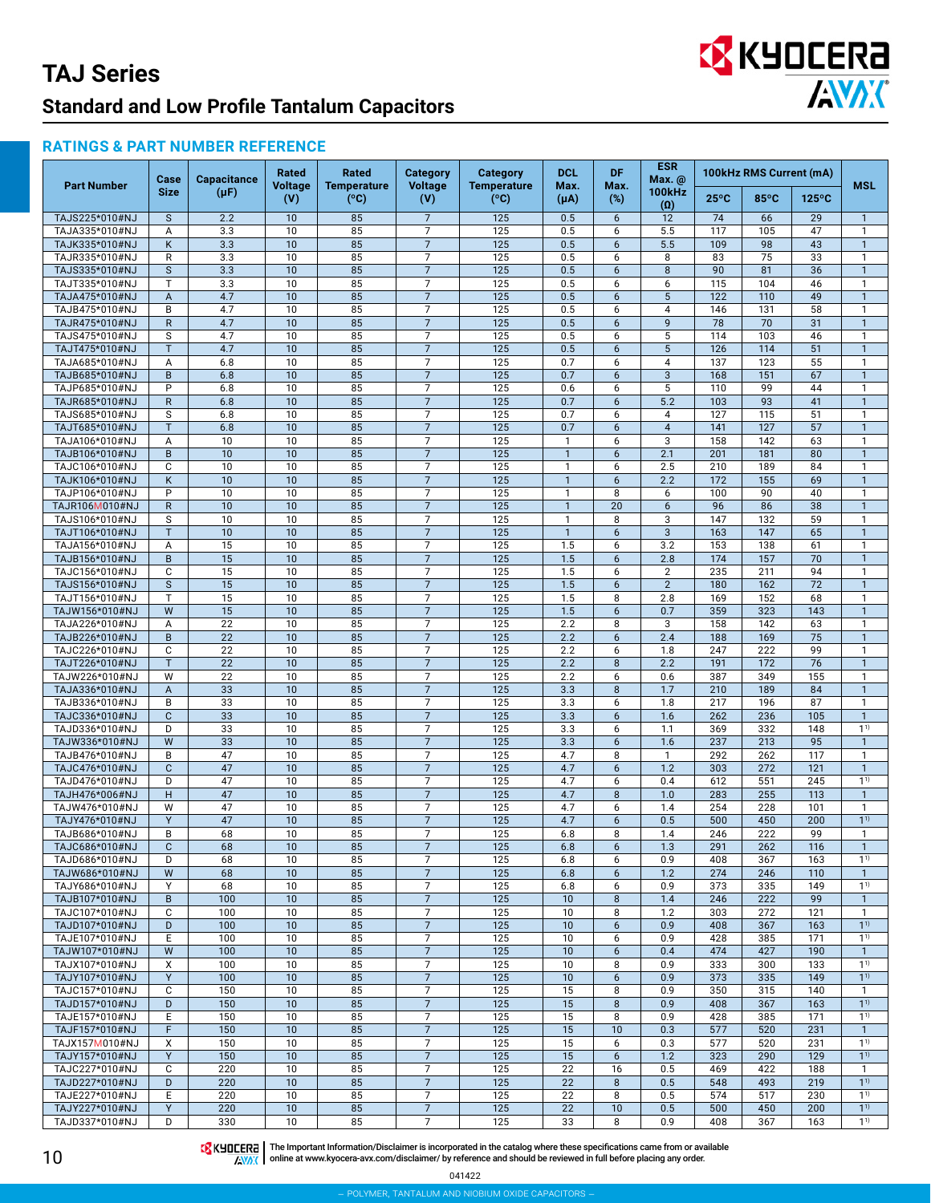# TAJ Series

## Standard and Low Profile Tantalum Capacitors

### RATINGS & PART NUMBER REFERENCE

| Part Number | Case Size | Capacitance (μF) | Rated Voltage (V) | Rated Temperature (ºC) | Category Voltage (V) | Category Temperature (ºC) | DCL Max. (μA) | DF Max. (%) | ESR Max. @ 100kHz (Ω) | 100kHz RMS Current (mA) | | | MSL |
|---|---|---|---|---|---|---|---|---|---|---|---|---|---|
| | | | | | | | | | | 25ºC | 85ºC | 125ºC | |
| TAJS225*010#NJ | S | 2.2 | 10 | 85 | 7 | 125 | 0.5 | 6 | 12 | 74 | 66 | 29 | 1 |
| TAJA335*010#NJ | A | 3.3 | 10 | 85 | 7 | 125 | 0.5 | 6 | 5.5 | 117 | 105 | 47 | 1 |
| TAJK335*010#NJ | K | 3.3 | 10 | 85 | 7 | 125 | 0.5 | 6 | 5.5 | 109 | 98 | 43 | 1 |
| TAJR335*010#NJ | R | 3.3 | 10 | 85 | 7 | 125 | 0.5 | 6 | 8 | 83 | 75 | 33 | 1 |
| TAJS335*010#NJ | S | 3.3 | 10 | 85 | 7 | 125 | 0.5 | 6 | 8 | 90 | 81 | 36 | 1 |
| TAJT335*010#NJ | T | 3.3 | 10 | 85 | 7 | 125 | 0.5 | 6 | 6 | 115 | 104 | 46 | 1 |
| TAJA475*010#NJ | A | 4.7 | 10 | 85 | 7 | 125 | 0.5 | 6 | 5 | 122 | 110 | 49 | 1 |
| TAJB475*010#NJ | B | 4.7 | 10 | 85 | 7 | 125 | 0.5 | 6 | 4 | 146 | 131 | 58 | 1 |
| TAJR475*010#NJ | R | 4.7 | 10 | 85 | 7 | 125 | 0.5 | 6 | 9 | 78 | 70 | 31 | 1 |
| TAJS475*010#NJ | S | 4.7 | 10 | 85 | 7 | 125 | 0.5 | 6 | 5 | 114 | 103 | 46 | 1 |
| TAJT475*010#NJ | T | 4.7 | 10 | 85 | 7 | 125 | 0.5 | 6 | 5 | 126 | 114 | 51 | 1 |
| TAJA685*010#NJ | A | 6.8 | 10 | 85 | 7 | 125 | 0.7 | 6 | 4 | 137 | 123 | 55 | 1 |
| TAJB685*010#NJ | B | 6.8 | 10 | 85 | 7 | 125 | 0.7 | 6 | 3 | 168 | 151 | 67 | 1 |
| TAJP685*010#NJ | P | 6.8 | 10 | 85 | 7 | 125 | 0.6 | 6 | 5 | 110 | 99 | 44 | 1 |
| TAJR685*010#NJ | R | 6.8 | 10 | 85 | 7 | 125 | 0.7 | 6 | 5.2 | 103 | 93 | 41 | 1 |
| TAJS685*010#NJ | S | 6.8 | 10 | 85 | 7 | 125 | 0.7 | 6 | 4 | 127 | 115 | 51 | 1 |
| TAJT685*010#NJ | T | 6.8 | 10 | 85 | 7 | 125 | 0.7 | 6 | 4 | 141 | 127 | 57 | 1 |
| TAJA106*010#NJ | A | 10 | 10 | 85 | 7 | 125 | 1 | 6 | 3 | 158 | 142 | 63 | 1 |
| TAJB106*010#NJ | B | 10 | 10 | 85 | 7 | 125 | 1 | 6 | 2.1 | 201 | 181 | 80 | 1 |
| TAJC106*010#NJ | C | 10 | 10 | 85 | 7 | 125 | 1 | 6 | 2.5 | 210 | 189 | 84 | 1 |
| TAJK106*010#NJ | K | 10 | 10 | 85 | 7 | 125 | 1 | 6 | 2.2 | 172 | 155 | 69 | 1 |
| TAJP106*010#NJ | P | 10 | 10 | 85 | 7 | 125 | 1 | 8 | 6 | 100 | 90 | 40 | 1 |
| TAJR106M010#NJ | R | 10 | 10 | 85 | 7 | 125 | 1 | 20 | 6 | 96 | 86 | 38 | 1 |
| TAJS106*010#NJ | S | 10 | 10 | 85 | 7 | 125 | 1 | 8 | 3 | 147 | 132 | 59 | 1 |
| TAJT106*010#NJ | T | 10 | 10 | 85 | 7 | 125 | 1 | 6 | 3 | 163 | 147 | 65 | 1 |
| TAJA156*010#NJ | A | 15 | 10 | 85 | 7 | 125 | 1.5 | 6 | 3.2 | 153 | 138 | 61 | 1 |
| TAJB156*010#NJ | B | 15 | 10 | 85 | 7 | 125 | 1.5 | 6 | 2.8 | 174 | 157 | 70 | 1 |
| TAJC156*010#NJ | C | 15 | 10 | 85 | 7 | 125 | 1.5 | 6 | 2 | 235 | 211 | 94 | 1 |
| TAJS156*010#NJ | S | 15 | 10 | 85 | 7 | 125 | 1.5 | 6 | 2 | 180 | 162 | 72 | 1 |
| TAJT156*010#NJ | T | 15 | 10 | 85 | 7 | 125 | 1.5 | 8 | 2.8 | 169 | 152 | 68 | 1 |
| TAJW156*010#NJ | W | 15 | 10 | 85 | 7 | 125 | 1.5 | 6 | 0.7 | 359 | 323 | 143 | 1 |
| TAJA226*010#NJ | A | 22 | 10 | 85 | 7 | 125 | 2.2 | 8 | 3 | 158 | 142 | 63 | 1 |
| TAJB226*010#NJ | B | 22 | 10 | 85 | 7 | 125 | 2.2 | 6 | 2.4 | 188 | 169 | 75 | 1 |
| TAJC226*010#NJ | C | 22 | 10 | 85 | 7 | 125 | 2.2 | 6 | 1.8 | 247 | 222 | 99 | 1 |
| TAJT226*010#NJ | T | 22 | 10 | 85 | 7 | 125 | 2.2 | 8 | 2.2 | 191 | 172 | 76 | 1 |
| TAJW226*010#NJ | W | 22 | 10 | 85 | 7 | 125 | 2.2 | 6 | 0.6 | 387 | 349 | 155 | 1 |
| TAJA336*010#NJ | A | 33 | 10 | 85 | 7 | 125 | 3.3 | 8 | 1.7 | 210 | 189 | 84 | 1 |
| TAJB336*010#NJ | B | 33 | 10 | 85 | 7 | 125 | 3.3 | 6 | 1.8 | 217 | 196 | 87 | 1 |
| TAJC336*010#NJ | C | 33 | 10 | 85 | 7 | 125 | 3.3 | 6 | 1.6 | 262 | 236 | 105 | 1 |
| TAJD336*010#NJ | D | 33 | 10 | 85 | 7 | 125 | 3.3 | 6 | 1.1 | 369 | 332 | 148 | 1[1)] |
| TAJW336*010#NJ | W | 33 | 10 | 85 | 7 | 125 | 3.3 | 6 | 1.6 | 237 | 213 | 95 | 1 |
| TAJB476*010#NJ | B | 47 | 10 | 85 | 7 | 125 | 4.7 | 8 | 1 | 292 | 262 | 117 | 1 |
| TAJC476*010#NJ | C | 47 | 10 | 85 | 7 | 125 | 4.7 | 6 | 1.2 | 303 | 272 | 121 | 1 |
| TAJD476*010#NJ | D | 47 | 10 | 85 | 7 | 125 | 4.7 | 6 | 0.4 | 612 | 551 | 245 | 1[1)] |
| TAJH476*006#NJ | H | 47 | 10 | 85 | 7 | 125 | 4.7 | 8 | 1.0 | 283 | 255 | 113 | 1 |
| TAJW476*010#NJ | W | 47 | 10 | 85 | 7 | 125 | 4.7 | 6 | 1.4 | 254 | 228 | 101 | 1 |
| TAJY476*010#NJ | Y | 47 | 10 | 85 | 7 | 125 | 4.7 | 6 | 0.5 | 500 | 450 | 200 | 1[1)] |
| TAJB686*010#NJ | B | 68 | 10 | 85 | 7 | 125 | 6.8 | 8 | 1.4 | 246 | 222 | 99 | 1 |
| TAJC686*010#NJ | C | 68 | 10 | 85 | 7 | 125 | 6.8 | 6 | 1.3 | 291 | 262 | 116 | 1 |
| TAJD686*010#NJ | D | 68 | 10 | 85 | 7 | 125 | 6.8 | 6 | 0.9 | 408 | 367 | 163 | 1[1)] |
| TAJW686*010#NJ | W | 68 | 10 | 85 | 7 | 125 | 6.8 | 6 | 1.2 | 274 | 246 | 110 | 1 |
| TAJY686*010#NJ | Y | 68 | 10 | 85 | 7 | 125 | 6.8 | 6 | 0.9 | 373 | 335 | 149 | 1[1)] |
| TAJB107*010#NJ | B | 100 | 10 | 85 | 7 | 125 | 10 | 8 | 1.4 | 246 | 222 | 99 | 1 |
| TAJC107*010#NJ | C | 100 | 10 | 85 | 7 | 125 | 10 | 8 | 1.2 | 303 | 272 | 121 | 1 |
| TAJD107*010#NJ | D | 100 | 10 | 85 | 7 | 125 | 10 | 6 | 0.9 | 408 | 367 | 163 | 1[1)] |
| TAJE107*010#NJ | E | 100 | 10 | 85 | 7 | 125 | 10 | 6 | 0.9 | 428 | 385 | 171 | 1[1)] |
| TAJW107*010#NJ | W | 100 | 10 | 85 | 7 | 125 | 10 | 6 | 0.4 | 474 | 427 | 190 | 1 |
| TAJX107*010#NJ | X | 100 | 10 | 85 | 7 | 125 | 10 | 8 | 0.9 | 333 | 300 | 133 | 1[1)] |
| TAJY107*010#NJ | Y | 100 | 10 | 85 | 7 | 125 | 10 | 6 | 0.9 | 373 | 335 | 149 | 1[1)] |
| TAJC157*010#NJ | C | 150 | 10 | 85 | 7 | 125 | 15 | 8 | 0.9 | 350 | 315 | 140 | 1 |
| TAJD157*010#NJ | D | 150 | 10 | 85 | 7 | 125 | 15 | 8 | 0.9 | 408 | 367 | 163 | 1[1)] |
| TAJE157*010#NJ | E | 150 | 10 | 85 | 7 | 125 | 15 | 8 | 0.9 | 428 | 385 | 171 | 1[1)] |
| TAJF157*010#NJ | F | 150 | 10 | 85 | 7 | 125 | 15 | 10 | 0.3 | 577 | 520 | 231 | 1 |
| TAJX157M010#NJ | X | 150 | 10 | 85 | 7 | 125 | 15 | 6 | 0.3 | 577 | 520 | 231 | 1[1)] |
| TAJY157*010#NJ | Y | 150 | 10 | 85 | 7 | 125 | 15 | 6 | 1.2 | 323 | 290 | 129 | 1[1)] |
| TAJC227*010#NJ | C | 220 | 10 | 85 | 7 | 125 | 22 | 16 | 0.5 | 469 | 422 | 188 | 1 |
| TAJD227*010#NJ | D | 220 | 10 | 85 | 7 | 125 | 22 | 8 | 0.5 | 548 | 493 | 219 | 1[1)] |
| TAJE227*010#NJ | E | 220 | 10 | 85 | 7 | 125 | 22 | 8 | 0.5 | 574 | 517 | 230 | 1[1)] |
| TAJY227*010#NJ | Y | 220 | 10 | 85 | 7 | 125 | 22 | 10 | 0.5 | 500 | 450 | 200 | 1[1)] |
| TAJD337*010#NJ | D | 330 | 10 | 85 | 7 | 125 | 33 | 8 | 0.9 | 408 | 367 | 163 | 1[1)] |

The Important Information/Disclaimer is incorporated in the catalog where these specifications came from or available online at www.kyocera-avx.com/disclaimer/ by reference and should be reviewed in full before placing any order.

041422

– POLYMER, TANTALUM AND NIOBIUM OXIDE CAPACITORS –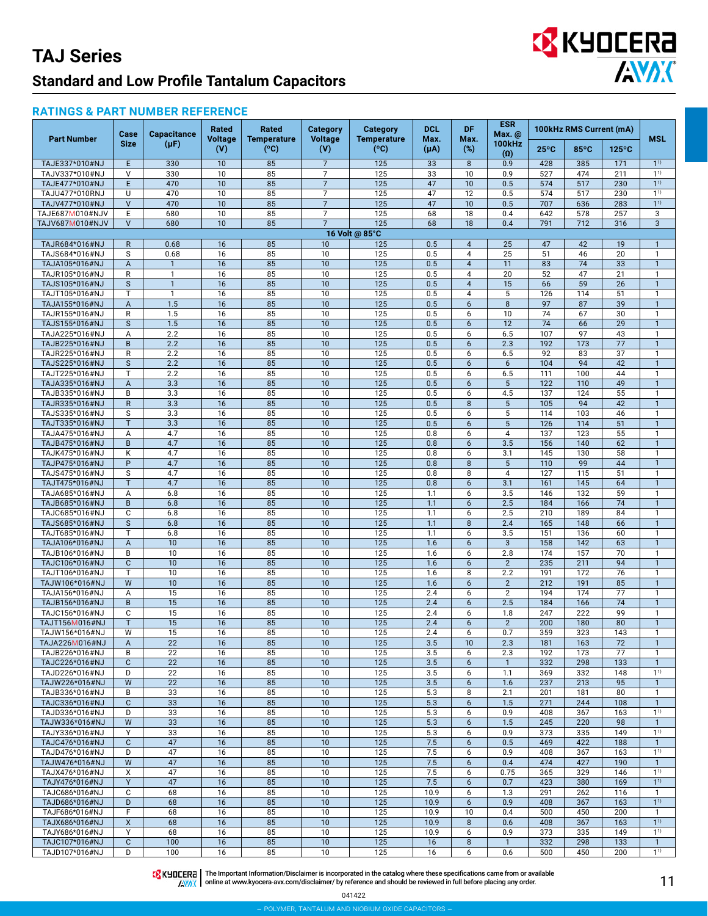# TAJ Series

## Standard and Low Profile Tantalum Capacitors

### RATINGS & PART NUMBER REFERENCE

| Part Number | Case Size | Capacitance (µF) | Rated Voltage (V) | Rated Temperature (°C) | Category Voltage (V) | Category Temperature (°C) | DCL Max. (µA) | DF Max. (%) | ESR Max. @ 100kHz (Ω) | 100kHz RMS Current (mA) | | | MSL |
|---|---|---|---|---|---|---|---|---|---|---|---|---|---|
| | | | | | | | | | | 25°C | 85°C | 125°C | |
| TAJE337*010#NJ | E | 330 | 10 | 85 | 7 | 125 | 33 | 8 | 0.9 | 428 | 385 | 171 | 1[1)] |
| TAJV337*010#NJ | V | 330 | 10 | 85 | 7 | 125 | 33 | 10 | 0.9 | 527 | 474 | 211 | 1[1)] |
| TAJE477*010#NJ | E | 470 | 10 | 85 | 7 | 125 | 47 | 10 | 0.5 | 574 | 517 | 230 | 1[1)] |
| TAJU477*010RNJ | U | 470 | 10 | 85 | 7 | 125 | 47 | 12 | 0.5 | 574 | 517 | 230 | 1[1)] |
| TAJV477*010#NJ | V | 470 | 10 | 85 | 7 | 125 | 47 | 10 | 0.5 | 707 | 636 | 283 | 1[1)] |
| TAJE687M010#NJV | E | 680 | 10 | 85 | 7 | 125 | 68 | 18 | 0.4 | 642 | 578 | 257 | 3 |
| TAJV687M010#NJV | V | 680 | 10 | 85 | 7 | 125 | 68 | 18 | 0.4 | 791 | 712 | 316 | 3 |
| **16 Volt @ 85°C** | | | | | | | | | | | | | |
| TAJR684*016#NJ | R | 0.68 | 16 | 85 | 10 | 125 | 0.5 | 4 | 25 | 47 | 42 | 19 | 1 |
| TAJS684*016#NJ | S | 0.68 | 16 | 85 | 10 | 125 | 0.5 | 4 | 25 | 51 | 46 | 20 | 1 |
| TAJA105*016#NJ | A | 1 | 16 | 85 | 10 | 125 | 0.5 | 4 | 11 | 83 | 74 | 33 | 1 |
| TAJR105*016#NJ | R | 1 | 16 | 85 | 10 | 125 | 0.5 | 4 | 20 | 52 | 47 | 21 | 1 |
| TAJS105*016#NJ | S | 1 | 16 | 85 | 10 | 125 | 0.5 | 4 | 15 | 66 | 59 | 26 | 1 |
| TAJT105*016#NJ | T | 1 | 16 | 85 | 10 | 125 | 0.5 | 4 | 5 | 126 | 114 | 51 | 1 |
| TAJA155*016#NJ | A | 1.5 | 16 | 85 | 10 | 125 | 0.5 | 6 | 8 | 97 | 87 | 39 | 1 |
| TAJR155*016#NJ | R | 1.5 | 16 | 85 | 10 | 125 | 0.5 | 6 | 10 | 74 | 67 | 30 | 1 |
| TAJS155*016#NJ | S | 1.5 | 16 | 85 | 10 | 125 | 0.5 | 6 | 12 | 74 | 66 | 29 | 1 |
| TAJA225*016#NJ | A | 2.2 | 16 | 85 | 10 | 125 | 0.5 | 6 | 6.5 | 107 | 97 | 43 | 1 |
| TAJB225*016#NJ | B | 2.2 | 16 | 85 | 10 | 125 | 0.5 | 6 | 2.3 | 192 | 173 | 77 | 1 |
| TAJR225*016#NJ | R | 2.2 | 16 | 85 | 10 | 125 | 0.5 | 6 | 6.5 | 92 | 83 | 37 | 1 |
| TAJS225*016#NJ | S | 2.2 | 16 | 85 | 10 | 125 | 0.5 | 6 | 6 | 104 | 94 | 42 | 1 |
| TAJT225*016#NJ | T | 2.2 | 16 | 85 | 10 | 125 | 0.5 | 6 | 6.5 | 111 | 100 | 44 | 1 |
| TAJA335*016#NJ | A | 3.3 | 16 | 85 | 10 | 125 | 0.5 | 6 | 5 | 122 | 110 | 49 | 1 |
| TAJB335*016#NJ | B | 3.3 | 16 | 85 | 10 | 125 | 0.5 | 6 | 4.5 | 137 | 124 | 55 | 1 |
| TAJR335*016#NJ | R | 3.3 | 16 | 85 | 10 | 125 | 0.5 | 8 | 5 | 105 | 94 | 42 | 1 |
| TAJS335*016#NJ | S | 3.3 | 16 | 85 | 10 | 125 | 0.5 | 6 | 5 | 114 | 103 | 46 | 1 |
| TAJT335*016#NJ | T | 3.3 | 16 | 85 | 10 | 125 | 0.5 | 6 | 5 | 126 | 114 | 51 | 1 |
| TAJA475*016#NJ | A | 4.7 | 16 | 85 | 10 | 125 | 0.8 | 6 | 4 | 137 | 123 | 55 | 1 |
| TAJB475*016#NJ | B | 4.7 | 16 | 85 | 10 | 125 | 0.8 | 6 | 3.5 | 156 | 140 | 62 | 1 |
| TAJK475*016#NJ | K | 4.7 | 16 | 85 | 10 | 125 | 0.8 | 6 | 3.1 | 145 | 130 | 58 | 1 |
| TAJP475*016#NJ | P | 4.7 | 16 | 85 | 10 | 125 | 0.8 | 8 | 5 | 110 | 99 | 44 | 1 |
| TAJS475*016#NJ | S | 4.7 | 16 | 85 | 10 | 125 | 0.8 | 8 | 4 | 127 | 115 | 51 | 1 |
| TAJT475*016#NJ | T | 4.7 | 16 | 85 | 10 | 125 | 0.8 | 6 | 3.1 | 161 | 145 | 64 | 1 |
| TAJA685*016#NJ | A | 6.8 | 16 | 85 | 10 | 125 | 1.1 | 6 | 3.5 | 146 | 132 | 59 | 1 |
| TAJB685*016#NJ | B | 6.8 | 16 | 85 | 10 | 125 | 1.1 | 6 | 2.5 | 184 | 166 | 74 | 1 |
| TAJC685*016#NJ | C | 6.8 | 16 | 85 | 10 | 125 | 1.1 | 6 | 2.5 | 210 | 189 | 84 | 1 |
| TAJS685*016#NJ | S | 6.8 | 16 | 85 | 10 | 125 | 1.1 | 8 | 2.4 | 165 | 148 | 66 | 1 |
| TAJT685*016#NJ | T | 6.8 | 16 | 85 | 10 | 125 | 1.1 | 6 | 3.5 | 151 | 136 | 60 | 1 |
| TAJA106*016#NJ | A | 10 | 16 | 85 | 10 | 125 | 1.6 | 6 | 3 | 158 | 142 | 63 | 1 |
| TAJB106*016#NJ | B | 10 | 16 | 85 | 10 | 125 | 1.6 | 6 | 2.8 | 174 | 157 | 70 | 1 |
| TAJC106*016#NJ | C | 10 | 16 | 85 | 10 | 125 | 1.6 | 6 | 2 | 235 | 211 | 94 | 1 |
| TAJT106*016#NJ | T | 10 | 16 | 85 | 10 | 125 | 1.6 | 8 | 2.2 | 191 | 172 | 76 | 1 |
| TAJW106*016#NJ | W | 10 | 16 | 85 | 10 | 125 | 1.6 | 6 | 2 | 212 | 191 | 85 | 1 |
| TAJA156*016#NJ | A | 15 | 16 | 85 | 10 | 125 | 2.4 | 6 | 2 | 194 | 174 | 77 | 1 |
| TAJB156*016#NJ | B | 15 | 16 | 85 | 10 | 125 | 2.4 | 6 | 2.5 | 184 | 166 | 74 | 1 |
| TAJC156*016#NJ | C | 15 | 16 | 85 | 10 | 125 | 2.4 | 6 | 1.8 | 247 | 222 | 99 | 1 |
| TAJT156M016#NJ | T | 15 | 16 | 85 | 10 | 125 | 2.4 | 6 | 2 | 200 | 180 | 80 | 1 |
| TAJW156*016#NJ | W | 15 | 16 | 85 | 10 | 125 | 2.4 | 6 | 0.7 | 359 | 323 | 143 | 1 |
| TAJA226M016#NJ | A | 22 | 16 | 85 | 10 | 125 | 3.5 | 10 | 2.3 | 181 | 163 | 72 | 1 |
| TAJB226*016#NJ | B | 22 | 16 | 85 | 10 | 125 | 3.5 | 6 | 2.3 | 192 | 173 | 77 | 1 |
| TAJC226*016#NJ | C | 22 | 16 | 85 | 10 | 125 | 3.5 | 6 | 1 | 332 | 298 | 133 | 1 |
| TAJD226*016#NJ | D | 22 | 16 | 85 | 10 | 125 | 3.5 | 6 | 1.1 | 369 | 332 | 148 | 1[1)] |
| TAJW226*016#NJ | W | 22 | 16 | 85 | 10 | 125 | 3.5 | 6 | 1.6 | 237 | 213 | 95 | 1 |
| TAJB336*016#NJ | B | 33 | 16 | 85 | 10 | 125 | 5.3 | 8 | 2.1 | 201 | 181 | 80 | 1 |
| TAJC336*016#NJ | C | 33 | 16 | 85 | 10 | 125 | 5.3 | 6 | 1.5 | 271 | 244 | 108 | 1 |
| TAJD336*016#NJ | D | 33 | 16 | 85 | 10 | 125 | 5.3 | 6 | 0.9 | 408 | 367 | 163 | 1[1)] |
| TAJW336*016#NJ | W | 33 | 16 | 85 | 10 | 125 | 5.3 | 6 | 1.5 | 245 | 220 | 98 | 1 |
| TAJY336*016#NJ | Y | 33 | 16 | 85 | 10 | 125 | 5.3 | 6 | 0.9 | 373 | 335 | 149 | 1[1)] |
| TAJC476*016#NJ | C | 47 | 16 | 85 | 10 | 125 | 7.5 | 6 | 0.5 | 469 | 422 | 188 | 1 |
| TAJD476*016#NJ | D | 47 | 16 | 85 | 10 | 125 | 7.5 | 6 | 0.9 | 408 | 367 | 163 | 1[1)] |
| TAJW476*016#NJ | W | 47 | 16 | 85 | 10 | 125 | 7.5 | 6 | 0.4 | 474 | 427 | 190 | 1 |
| TAJX476*016#NJ | X | 47 | 16 | 85 | 10 | 125 | 7.5 | 6 | 0.75 | 365 | 329 | 146 | 1[1)] |
| TAJY476*016#NJ | Y | 47 | 16 | 85 | 10 | 125 | 7.5 | 6 | 0.7 | 423 | 380 | 169 | 1[1)] |
| TAJC686*016#NJ | C | 68 | 16 | 85 | 10 | 125 | 10.9 | 6 | 1.3 | 291 | 262 | 116 | 1 |
| TAJD686*016#NJ | D | 68 | 16 | 85 | 10 | 125 | 10.9 | 6 | 0.9 | 408 | 367 | 163 | 1[1)] |
| TAJF686*016#NJ | F | 68 | 16 | 85 | 10 | 125 | 10.9 | 10 | 0.4 | 500 | 450 | 200 | 1 |
| TAJX686*016#NJ | X | 68 | 16 | 85 | 10 | 125 | 10.9 | 8 | 0.6 | 408 | 367 | 163 | 1[1)] |
| TAJY686*016#NJ | Y | 68 | 16 | 85 | 10 | 125 | 10.9 | 6 | 0.9 | 373 | 335 | 149 | 1[1)] |
| TAJC107*016#NJ | C | 100 | 16 | 85 | 10 | 125 | 16 | 8 | 1 | 332 | 298 | 133 | 1 |
| TAJD107*016#NJ | D | 100 | 16 | 85 | 10 | 125 | 16 | 6 | 0.6 | 500 | 450 | 200 | 1[1)] |

The Important Information/Disclaimer is incorporated in the catalog where these specifications came from or available online at www.kyocera-avx.com/disclaimer/ by reference and should be reviewed in full before placing any order.

041422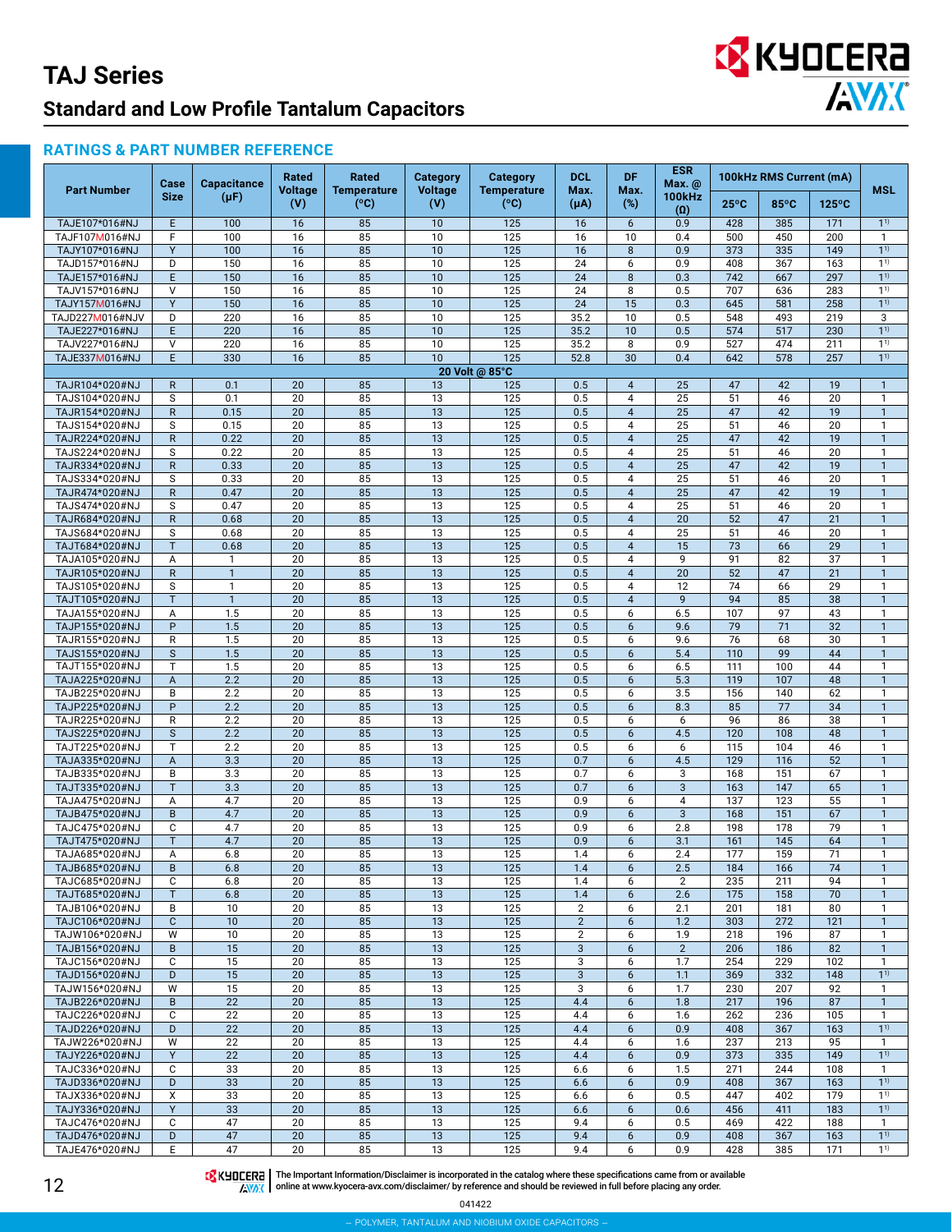# TAJ Series

## Standard and Low Profile Tantalum Capacitors

### RATINGS & PART NUMBER REFERENCE

| Part Number | Case Size | Capacitance (μF) | Rated Voltage (V) | Rated Temperature (°C) | Category Voltage (V) | Category Temperature (°C) | DCL Max. (μA) | DF Max. (%) | ESR Max. @ 100kHz (Ω) | 100kHz RMS Current (mA) | | | MSL |
|---|---|---|---|---|---|---|---|---|---|---|---|---|---|
| | | | | | | | | | | 25°C | 85°C | 125°C | |
| TAJE107*016#NJ | E | 100 | 16 | 85 | 10 | 125 | 16 | 6 | 0.9 | 428 | 385 | 171 | 1[1)] |
| TAJF107M016#NJ | F | 100 | 16 | 85 | 10 | 125 | 16 | 10 | 0.4 | 500 | 450 | 200 | 1 |
| TAJY107*016#NJ | Y | 100 | 16 | 85 | 10 | 125 | 16 | 8 | 0.9 | 373 | 335 | 149 | 1[1)] |
| TAJD157*016#NJ | D | 150 | 16 | 85 | 10 | 125 | 24 | 6 | 0.9 | 408 | 367 | 163 | 1[1)] |
| TAJE157*016#NJ | E | 150 | 16 | 85 | 10 | 125 | 24 | 8 | 0.3 | 742 | 667 | 297 | 1[1)] |
| TAJV157*016#NJ | V | 150 | 16 | 85 | 10 | 125 | 24 | 8 | 0.5 | 707 | 636 | 283 | 1[1)] |
| TAJY157M016#NJ | Y | 150 | 16 | 85 | 10 | 125 | 24 | 15 | 0.3 | 645 | 581 | 258 | 1[1)] |
| TAJD227M016#NJV | D | 220 | 16 | 85 | 10 | 125 | 35.2 | 10 | 0.5 | 548 | 493 | 219 | 3 |
| TAJE227*016#NJ | E | 220 | 16 | 85 | 10 | 125 | 35.2 | 10 | 0.5 | 574 | 517 | 230 | 1[1)] |
| TAJV227*016#NJ | V | 220 | 16 | 85 | 10 | 125 | 35.2 | 8 | 0.9 | 527 | 474 | 211 | 1[1)] |
| TAJE337M016#NJ | E | 330 | 16 | 85 | 10 | 125 | 52.8 | 30 | 0.4 | 642 | 578 | 257 | 1[1)] |
| **20 Volt @ 85°C** | | | | | | | | | | | | | |
| TAJR104*020#NJ | R | 0.1 | 20 | 85 | 13 | 125 | 0.5 | 4 | 25 | 47 | 42 | 19 | 1 |
| TAJS104*020#NJ | S | 0.1 | 20 | 85 | 13 | 125 | 0.5 | 4 | 25 | 51 | 46 | 20 | 1 |
| TAJR154*020#NJ | R | 0.15 | 20 | 85 | 13 | 125 | 0.5 | 4 | 25 | 47 | 42 | 19 | 1 |
| TAJS154*020#NJ | S | 0.15 | 20 | 85 | 13 | 125 | 0.5 | 4 | 25 | 51 | 46 | 20 | 1 |
| TAJR224*020#NJ | R | 0.22 | 20 | 85 | 13 | 125 | 0.5 | 4 | 25 | 47 | 42 | 19 | 1 |
| TAJS224*020#NJ | S | 0.22 | 20 | 85 | 13 | 125 | 0.5 | 4 | 25 | 51 | 46 | 20 | 1 |
| TAJR334*020#NJ | R | 0.33 | 20 | 85 | 13 | 125 | 0.5 | 4 | 25 | 47 | 42 | 19 | 1 |
| TAJS334*020#NJ | S | 0.33 | 20 | 85 | 13 | 125 | 0.5 | 4 | 25 | 51 | 46 | 20 | 1 |
| TAJR474*020#NJ | R | 0.47 | 20 | 85 | 13 | 125 | 0.5 | 4 | 25 | 47 | 42 | 19 | 1 |
| TAJS474*020#NJ | S | 0.47 | 20 | 85 | 13 | 125 | 0.5 | 4 | 25 | 51 | 46 | 20 | 1 |
| TAJR684*020#NJ | R | 0.68 | 20 | 85 | 13 | 125 | 0.5 | 4 | 20 | 52 | 47 | 21 | 1 |
| TAJS684*020#NJ | S | 0.68 | 20 | 85 | 13 | 125 | 0.5 | 4 | 25 | 51 | 46 | 20 | 1 |
| TAJT684*020#NJ | T | 0.68 | 20 | 85 | 13 | 125 | 0.5 | 4 | 15 | 73 | 66 | 29 | 1 |
| TAJA105*020#NJ | A | 1 | 20 | 85 | 13 | 125 | 0.5 | 4 | 9 | 91 | 82 | 37 | 1 |
| TAJR105*020#NJ | R | 1 | 20 | 85 | 13 | 125 | 0.5 | 4 | 20 | 52 | 47 | 21 | 1 |
| TAJS105*020#NJ | S | 1 | 20 | 85 | 13 | 125 | 0.5 | 4 | 12 | 74 | 66 | 29 | 1 |
| TAJT105*020#NJ | T | 1 | 20 | 85 | 13 | 125 | 0.5 | 4 | 9 | 94 | 85 | 38 | 1 |
| TAJA155*020#NJ | A | 1.5 | 20 | 85 | 13 | 125 | 0.5 | 6 | 6.5 | 107 | 97 | 43 | 1 |
| TAJP155*020#NJ | P | 1.5 | 20 | 85 | 13 | 125 | 0.5 | 6 | 9.6 | 79 | 71 | 32 | 1 |
| TAJR155*020#NJ | R | 1.5 | 20 | 85 | 13 | 125 | 0.5 | 6 | 9.6 | 76 | 68 | 30 | 1 |
| TAJS155*020#NJ | S | 1.5 | 20 | 85 | 13 | 125 | 0.5 | 6 | 5.4 | 110 | 99 | 44 | 1 |
| TAJT155*020#NJ | T | 1.5 | 20 | 85 | 13 | 125 | 0.5 | 6 | 6.5 | 111 | 100 | 44 | 1 |
| TAJA225*020#NJ | A | 2.2 | 20 | 85 | 13 | 125 | 0.5 | 6 | 5.3 | 119 | 107 | 48 | 1 |
| TAJB225*020#NJ | B | 2.2 | 20 | 85 | 13 | 125 | 0.5 | 6 | 3.5 | 156 | 140 | 62 | 1 |
| TAJP225*020#NJ | P | 2.2 | 20 | 85 | 13 | 125 | 0.5 | 6 | 8.3 | 85 | 77 | 34 | 1 |
| TAJR225*020#NJ | R | 2.2 | 20 | 85 | 13 | 125 | 0.5 | 6 | 6 | 96 | 86 | 38 | 1 |
| TAJS225*020#NJ | S | 2.2 | 20 | 85 | 13 | 125 | 0.5 | 6 | 4.5 | 120 | 108 | 48 | 1 |
| TAJT225*020#NJ | T | 2.2 | 20 | 85 | 13 | 125 | 0.5 | 6 | 6 | 115 | 104 | 46 | 1 |
| TAJA335*020#NJ | A | 3.3 | 20 | 85 | 13 | 125 | 0.7 | 6 | 4.5 | 129 | 116 | 52 | 1 |
| TAJB335*020#NJ | B | 3.3 | 20 | 85 | 13 | 125 | 0.7 | 6 | 3 | 168 | 151 | 67 | 1 |
| TAJT335*020#NJ | T | 3.3 | 20 | 85 | 13 | 125 | 0.7 | 6 | 3 | 163 | 147 | 65 | 1 |
| TAJA475*020#NJ | A | 4.7 | 20 | 85 | 13 | 125 | 0.9 | 6 | 4 | 137 | 123 | 55 | 1 |
| TAJB475*020#NJ | B | 4.7 | 20 | 85 | 13 | 125 | 0.9 | 6 | 3 | 168 | 151 | 67 | 1 |
| TAJC475*020#NJ | C | 4.7 | 20 | 85 | 13 | 125 | 0.9 | 6 | 2.8 | 198 | 178 | 79 | 1 |
| TAJT475*020#NJ | T | 4.7 | 20 | 85 | 13 | 125 | 0.9 | 6 | 3.1 | 161 | 145 | 64 | 1 |
| TAJA685*020#NJ | A | 6.8 | 20 | 85 | 13 | 125 | 1.4 | 6 | 2.4 | 177 | 159 | 71 | 1 |
| TAJB685*020#NJ | B | 6.8 | 20 | 85 | 13 | 125 | 1.4 | 6 | 2.5 | 184 | 166 | 74 | 1 |
| TAJC685*020#NJ | C | 6.8 | 20 | 85 | 13 | 125 | 1.4 | 6 | 2 | 235 | 211 | 94 | 1 |
| TAJT685*020#NJ | T | 6.8 | 20 | 85 | 13 | 125 | 1.4 | 6 | 2.6 | 175 | 158 | 70 | 1 |
| TAJB106*020#NJ | B | 10 | 20 | 85 | 13 | 125 | 2 | 6 | 2.1 | 201 | 181 | 80 | 1 |
| TAJC106*020#NJ | C | 10 | 20 | 85 | 13 | 125 | 2 | 6 | 1.2 | 303 | 272 | 121 | 1 |
| TAJW106*020#NJ | W | 10 | 20 | 85 | 13 | 125 | 2 | 6 | 1.9 | 218 | 196 | 87 | 1 |
| TAJB156*020#NJ | B | 15 | 20 | 85 | 13 | 125 | 3 | 6 | 2 | 206 | 186 | 82 | 1 |
| TAJC156*020#NJ | C | 15 | 20 | 85 | 13 | 125 | 3 | 6 | 1.7 | 254 | 229 | 102 | 1 |
| TAJD156*020#NJ | D | 15 | 20 | 85 | 13 | 125 | 3 | 6 | 1.1 | 369 | 332 | 148 | 1[1)] |
| TAJW156*020#NJ | W | 15 | 20 | 85 | 13 | 125 | 3 | 6 | 1.7 | 230 | 207 | 92 | 1 |
| TAJB226*020#NJ | B | 22 | 20 | 85 | 13 | 125 | 4.4 | 6 | 1.8 | 217 | 196 | 87 | 1 |
| TAJC226*020#NJ | C | 22 | 20 | 85 | 13 | 125 | 4.4 | 6 | 1.6 | 262 | 236 | 105 | 1 |
| TAJD226*020#NJ | D | 22 | 20 | 85 | 13 | 125 | 4.4 | 6 | 0.9 | 408 | 367 | 163 | 1[1)] |
| TAJW226*020#NJ | W | 22 | 20 | 85 | 13 | 125 | 4.4 | 6 | 1.6 | 237 | 213 | 95 | 1 |
| TAJY226*020#NJ | Y | 22 | 20 | 85 | 13 | 125 | 4.4 | 6 | 0.9 | 373 | 335 | 149 | 1[1)] |
| TAJC336*020#NJ | C | 33 | 20 | 85 | 13 | 125 | 6.6 | 6 | 1.5 | 271 | 244 | 108 | 1 |
| TAJD336*020#NJ | D | 33 | 20 | 85 | 13 | 125 | 6.6 | 6 | 0.9 | 408 | 367 | 163 | 1[1)] |
| TAJX336*020#NJ | X | 33 | 20 | 85 | 13 | 125 | 6.6 | 6 | 0.5 | 447 | 402 | 179 | 1[1)] |
| TAJY336*020#NJ | Y | 33 | 20 | 85 | 13 | 125 | 6.6 | 6 | 0.6 | 456 | 411 | 183 | 1[1)] |
| TAJC476*020#NJ | C | 47 | 20 | 85 | 13 | 125 | 9.4 | 6 | 0.5 | 469 | 422 | 188 | 1 |
| TAJD476*020#NJ | D | 47 | 20 | 85 | 13 | 125 | 9.4 | 6 | 0.9 | 408 | 367 | 163 | 1[1)] |
| TAJE476*020#NJ | E | 47 | 20 | 85 | 13 | 125 | 9.4 | 6 | 0.9 | 428 | 385 | 171 | 1[1)] |

The Important Information/Disclaimer is incorporated in the catalog where these specifications came from or available online at www.kyocera-avx.com/disclaimer/ by reference and should be reviewed in full before placing any order.

041422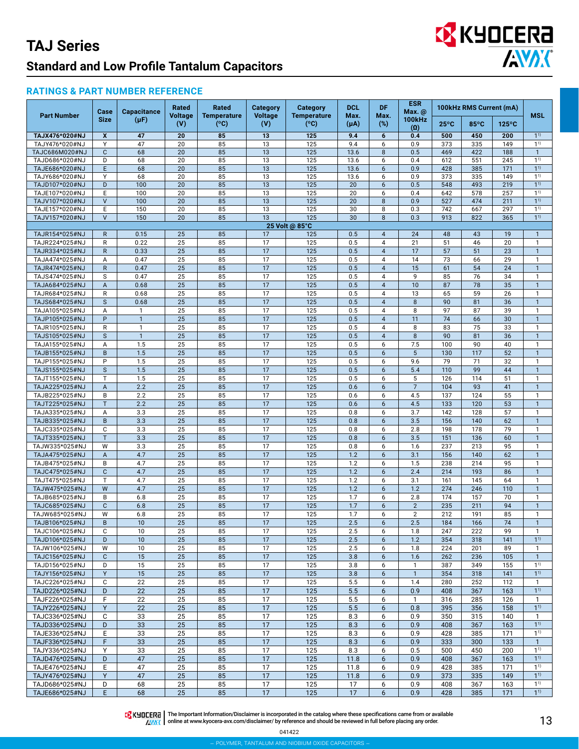# TAJ Series

## Standard and Low Profile Tantalum Capacitors

### RATINGS & PART NUMBER REFERENCE

| Part Number | Case Size | Capacitance (μF) | Rated Voltage (V) | Rated Temperature (ºC) | Category Voltage (V) | Category Temperature (ºC) | DCL Max. (μA) | DF Max. (%) | ESR Max. @ 100kHz (Ω) | 100kHz RMS Current (mA) | | | MSL |
|---|---|---|---|---|---|---|---|---|---|---|---|---|---|
| | | | | | | | | | | 25ºC | 85ºC | 125ºC | |
| **TAJX476*020#NJ** | **X** | **47** | **20** | **85** | **13** | **125** | **9.4** | **6** | **0.4** | **500** | **450** | **200** | **1[1)]** |
| TAJY476*020#NJ | Y | 47 | 20 | 85 | 13 | 125 | 9.4 | 6 | 0.9 | 373 | 335 | 149 | 1[1)] |
| TAJC686M020#NJ | C | 68 | 20 | 85 | 13 | 125 | 13.6 | 8 | 0.5 | 469 | 422 | 188 | 1 |
| TAJD686*020#NJ | D | 68 | 20 | 85 | 13 | 125 | 13.6 | 6 | 0.4 | 612 | 551 | 245 | 1[1)] |
| TAJE686*020#NJ | E | 68 | 20 | 85 | 13 | 125 | 13.6 | 6 | 0.9 | 428 | 385 | 171 | 1[1)] |
| TAJY686*020#NJ | Y | 68 | 20 | 85 | 13 | 125 | 13.6 | 6 | 0.9 | 373 | 335 | 149 | 1[1)] |
| TAJD107*020#NJ | D | 100 | 20 | 85 | 13 | 125 | 20 | 6 | 0.5 | 548 | 493 | 219 | 1[1)] |
| TAJE107*020#NJ | E | 100 | 20 | 85 | 13 | 125 | 20 | 6 | 0.4 | 642 | 578 | 257 | 1[1)] |
| TAJV107*020#NJ | V | 100 | 20 | 85 | 13 | 125 | 20 | 8 | 0.9 | 527 | 474 | 211 | 1[1)] |
| TAJE157*020#NJ | E | 150 | 20 | 85 | 13 | 125 | 30 | 8 | 0.3 | 742 | 667 | 297 | 1[1)] |
| TAJV157*020#NJ | V | 150 | 20 | 85 | 13 | 125 | 30 | 8 | 0.3 | 913 | 822 | 365 | 1[1)] |
| **25 Volt @ 85°C** | | | | | | | | | | | | | |
| TAJR154*025#NJ | R | 0.15 | 25 | 85 | 17 | 125 | 0.5 | 4 | 24 | 48 | 43 | 19 | 1 |
| TAJR224*025#NJ | R | 0.22 | 25 | 85 | 17 | 125 | 0.5 | 4 | 21 | 51 | 46 | 20 | 1 |
| TAJR334*025#NJ | R | 0.33 | 25 | 85 | 17 | 125 | 0.5 | 4 | 17 | 57 | 51 | 23 | 1 |
| TAJA474*025#NJ | A | 0.47 | 25 | 85 | 17 | 125 | 0.5 | 4 | 14 | 73 | 66 | 29 | 1 |
| TAJR474*025#NJ | R | 0.47 | 25 | 85 | 17 | 125 | 0.5 | 4 | 15 | 61 | 54 | 24 | 1 |
| TAJS474*025#NJ | S | 0.47 | 25 | 85 | 17 | 125 | 0.5 | 4 | 9 | 85 | 76 | 34 | 1 |
| TAJA684*025#NJ | A | 0.68 | 25 | 85 | 17 | 125 | 0.5 | 4 | 10 | 87 | 78 | 35 | 1 |
| TAJR684*025#NJ | R | 0.68 | 25 | 85 | 17 | 125 | 0.5 | 4 | 13 | 65 | 59 | 26 | 1 |
| TAJS684*025#NJ | S | 0.68 | 25 | 85 | 17 | 125 | 0.5 | 4 | 8 | 90 | 81 | 36 | 1 |
| TAJA105*025#NJ | A | 1 | 25 | 85 | 17 | 125 | 0.5 | 4 | 8 | 97 | 87 | 39 | 1 |
| TAJP105*025#NJ | P | 1 | 25 | 85 | 17 | 125 | 0.5 | 4 | 11 | 74 | 66 | 30 | 1 |
| TAJR105*025#NJ | R | 1 | 25 | 85 | 17 | 125 | 0.5 | 4 | 8 | 83 | 75 | 33 | 1 |
| TAJS105*025#NJ | S | 1 | 25 | 85 | 17 | 125 | 0.5 | 4 | 8 | 90 | 81 | 36 | 1 |
| TAJA155*025#NJ | A | 1.5 | 25 | 85 | 17 | 125 | 0.5 | 6 | 7.5 | 100 | 90 | 40 | 1 |
| TAJB155*025#NJ | B | 1.5 | 25 | 85 | 17 | 125 | 0.5 | 6 | 5 | 130 | 117 | 52 | 1 |
| TAJP155*025#NJ | P | 1.5 | 25 | 85 | 17 | 125 | 0.5 | 6 | 9.6 | 79 | 71 | 32 | 1 |
| TAJS155*025#NJ | S | 1.5 | 25 | 85 | 17 | 125 | 0.5 | 6 | 5.4 | 110 | 99 | 44 | 1 |
| TAJT155*025#NJ | T | 1.5 | 25 | 85 | 17 | 125 | 0.5 | 6 | 5 | 126 | 114 | 51 | 1 |
| TAJA225*025#NJ | A | 2.2 | 25 | 85 | 17 | 125 | 0.6 | 6 | 7 | 104 | 93 | 41 | 1 |
| TAJB225*025#NJ | B | 2.2 | 25 | 85 | 17 | 125 | 0.6 | 6 | 4.5 | 137 | 124 | 55 | 1 |
| TAJT225*025#NJ | T | 2.2 | 25 | 85 | 17 | 125 | 0.6 | 6 | 4.5 | 133 | 120 | 53 | 1 |
| TAJA335*025#NJ | A | 3.3 | 25 | 85 | 17 | 125 | 0.8 | 6 | 3.7 | 142 | 128 | 57 | 1 |
| TAJB335*025#NJ | B | 3.3 | 25 | 85 | 17 | 125 | 0.8 | 6 | 3.5 | 156 | 140 | 62 | 1 |
| TAJC335*025#NJ | C | 3.3 | 25 | 85 | 17 | 125 | 0.8 | 6 | 2.8 | 198 | 178 | 79 | 1 |
| TAJT335*025#NJ | T | 3.3 | 25 | 85 | 17 | 125 | 0.8 | 6 | 3.5 | 151 | 136 | 60 | 1 |
| TAJW335*025#NJ | W | 3.3 | 25 | 85 | 17 | 125 | 0.8 | 6 | 1.6 | 237 | 213 | 95 | 1 |
| TAJA475*025#NJ | A | 4.7 | 25 | 85 | 17 | 125 | 1.2 | 6 | 3.1 | 156 | 140 | 62 | 1 |
| TAJB475*025#NJ | B | 4.7 | 25 | 85 | 17 | 125 | 1.2 | 6 | 1.5 | 238 | 214 | 95 | 1 |
| TAJC475*025#NJ | C | 4.7 | 25 | 85 | 17 | 125 | 1.2 | 6 | 2.4 | 214 | 193 | 86 | 1 |
| TAJT475*025#NJ | T | 4.7 | 25 | 85 | 17 | 125 | 1.2 | 6 | 3.1 | 161 | 145 | 64 | 1 |
| TAJW475*025#NJ | W | 4.7 | 25 | 85 | 17 | 125 | 1.2 | 6 | 1.2 | 274 | 246 | 110 | 1 |
| TAJB685*025#NJ | B | 6.8 | 25 | 85 | 17 | 125 | 1.7 | 6 | 2.8 | 174 | 157 | 70 | 1 |
| TAJC685*025#NJ | C | 6.8 | 25 | 85 | 17 | 125 | 1.7 | 6 | 2 | 235 | 211 | 94 | 1 |
| TAJW685*025#NJ | W | 6.8 | 25 | 85 | 17 | 125 | 1.7 | 6 | 2 | 212 | 191 | 85 | 1 |
| TAJB106*025#NJ | B | 10 | 25 | 85 | 17 | 125 | 2.5 | 6 | 2.5 | 184 | 166 | 74 | 1 |
| TAJC106*025#NJ | C | 10 | 25 | 85 | 17 | 125 | 2.5 | 6 | 1.8 | 247 | 222 | 99 | 1 |
| TAJD106*025#NJ | D | 10 | 25 | 85 | 17 | 125 | 2.5 | 6 | 1.2 | 354 | 318 | 141 | 1[1)] |
| TAJW106*025#NJ | W | 10 | 25 | 85 | 17 | 125 | 2.5 | 6 | 1.8 | 224 | 201 | 89 | 1 |
| TAJC156*025#NJ | C | 15 | 25 | 85 | 17 | 125 | 3.8 | 6 | 1.6 | 262 | 236 | 105 | 1 |
| TAJD156*025#NJ | D | 15 | 25 | 85 | 17 | 125 | 3.8 | 6 | 1 | 387 | 349 | 155 | 1[1)] |
| TAJY156*025#NJ | Y | 15 | 25 | 85 | 17 | 125 | 3.8 | 6 | 1 | 354 | 318 | 141 | 1[1)] |
| TAJC226*025#NJ | C | 22 | 25 | 85 | 17 | 125 | 5.5 | 6 | 1.4 | 280 | 252 | 112 | 1 |
| TAJD226*025#NJ | D | 22 | 25 | 85 | 17 | 125 | 5.5 | 6 | 0.9 | 408 | 367 | 163 | 1[1)] |
| TAJF226*025#NJ | F | 22 | 25 | 85 | 17 | 125 | 5.5 | 6 | 1 | 316 | 285 | 126 | 1 |
| TAJY226*025#NJ | Y | 22 | 25 | 85 | 17 | 125 | 5.5 | 6 | 0.8 | 395 | 356 | 158 | 1[1)] |
| TAJC336*025#NJ | C | 33 | 25 | 85 | 17 | 125 | 8.3 | 6 | 0.9 | 350 | 315 | 140 | 1 |
| TAJD336*025#NJ | D | 33 | 25 | 85 | 17 | 125 | 8.3 | 6 | 0.9 | 408 | 367 | 163 | 1[1)] |
| TAJE336*025#NJ | E | 33 | 25 | 85 | 17 | 125 | 8.3 | 6 | 0.9 | 428 | 385 | 171 | 1[1)] |
| TAJF336*025#NJ | F | 33 | 25 | 85 | 17 | 125 | 8.3 | 6 | 0.9 | 333 | 300 | 133 | 1 |
| TAJY336*025#NJ | Y | 33 | 25 | 85 | 17 | 125 | 8.3 | 6 | 0.5 | 500 | 450 | 200 | 1[1)] |
| TAJD476*025#NJ | D | 47 | 25 | 85 | 17 | 125 | 11.8 | 6 | 0.9 | 408 | 367 | 163 | 1[1)] |
| TAJE476*025#NJ | E | 47 | 25 | 85 | 17 | 125 | 11.8 | 6 | 0.9 | 428 | 385 | 171 | 1[1)] |
| TAJY476*025#NJ | Y | 47 | 25 | 85 | 17 | 125 | 11.8 | 6 | 0.9 | 373 | 335 | 149 | 1[1)] |
| TAJD686*025#NJ | D | 68 | 25 | 85 | 17 | 125 | 17 | 6 | 0.9 | 408 | 367 | 163 | 1[1)] |
| TAJE686*025#NJ | E | 68 | 25 | 85 | 17 | 125 | 17 | 6 | 0.9 | 428 | 385 | 171 | 1[1)] |

The Important Information/Disclaimer is incorporated in the catalog where these specifications came from or available online at www.kyocera-avx.com/disclaimer/ by reference and should be reviewed in full before placing any order.

041422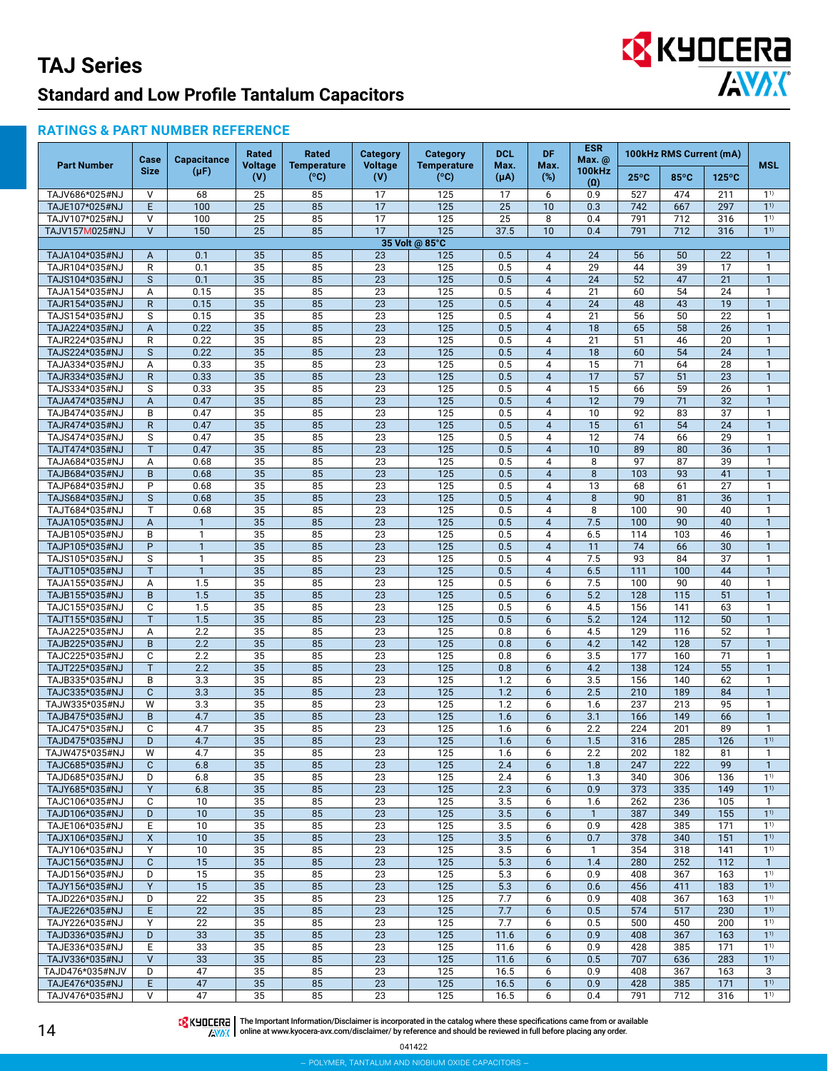# TAJ Series

## Standard and Low Profile Tantalum Capacitors

### RATINGS & PART NUMBER REFERENCE

| Part Number | Case Size | Capacitance (µF) | Rated Voltage (V) | Rated Temperature (°C) | Category Voltage (V) | Category Temperature (°C) | DCL Max. (µA) | DF Max. (%) | ESR Max. @ 100kHz (Ω) | 100kHz RMS Current (mA) | | | MSL |
|---|---|---|---|---|---|---|---|---|---|---|---|---|---|
| | | | | | | | | | | 25°C | 85°C | 125°C | |
| TAJV686*025#NJ | V | 68 | 25 | 85 | 17 | 125 | 17 | 6 | 0.9 | 527 | 474 | 211 | 1[1)] |
| TAJE107*025#NJ | E | 100 | 25 | 85 | 17 | 125 | 25 | 10 | 0.3 | 742 | 667 | 297 | 1[1)] |
| TAJV107*025#NJ | V | 100 | 25 | 85 | 17 | 125 | 25 | 8 | 0.4 | 791 | 712 | 316 | 1[1)] |
| TAJV157M025#NJ | V | 150 | 25 | 85 | 17 | 125 | 37.5 | 10 | 0.4 | 791 | 712 | 316 | 1[1)] |
| **35 Volt @ 85°C** | | | | | | | | | | | | | |
| TAJA104*035#NJ | A | 0.1 | 35 | 85 | 23 | 125 | 0.5 | 4 | 24 | 56 | 50 | 22 | 1 |
| TAJR104*035#NJ | R | 0.1 | 35 | 85 | 23 | 125 | 0.5 | 4 | 29 | 44 | 39 | 17 | 1 |
| TAJS104*035#NJ | S | 0.1 | 35 | 85 | 23 | 125 | 0.5 | 4 | 24 | 52 | 47 | 21 | 1 |
| TAJA154*035#NJ | A | 0.15 | 35 | 85 | 23 | 125 | 0.5 | 4 | 21 | 60 | 54 | 24 | 1 |
| TAJR154*035#NJ | R | 0.15 | 35 | 85 | 23 | 125 | 0.5 | 4 | 24 | 48 | 43 | 19 | 1 |
| TAJS154*035#NJ | S | 0.15 | 35 | 85 | 23 | 125 | 0.5 | 4 | 21 | 56 | 50 | 22 | 1 |
| TAJA224*035#NJ | A | 0.22 | 35 | 85 | 23 | 125 | 0.5 | 4 | 18 | 65 | 58 | 26 | 1 |
| TAJR224*035#NJ | R | 0.22 | 35 | 85 | 23 | 125 | 0.5 | 4 | 21 | 51 | 46 | 20 | 1 |
| TAJS224*035#NJ | S | 0.22 | 35 | 85 | 23 | 125 | 0.5 | 4 | 18 | 60 | 54 | 24 | 1 |
| TAJA334*035#NJ | A | 0.33 | 35 | 85 | 23 | 125 | 0.5 | 4 | 15 | 71 | 64 | 28 | 1 |
| TAJR334*035#NJ | R | 0.33 | 35 | 85 | 23 | 125 | 0.5 | 4 | 17 | 57 | 51 | 23 | 1 |
| TAJS334*035#NJ | S | 0.33 | 35 | 85 | 23 | 125 | 0.5 | 4 | 15 | 66 | 59 | 26 | 1 |
| TAJA474*035#NJ | A | 0.47 | 35 | 85 | 23 | 125 | 0.5 | 4 | 12 | 79 | 71 | 32 | 1 |
| TAJB474*035#NJ | B | 0.47 | 35 | 85 | 23 | 125 | 0.5 | 4 | 10 | 92 | 83 | 37 | 1 |
| TAJR474*035#NJ | R | 0.47 | 35 | 85 | 23 | 125 | 0.5 | 4 | 15 | 61 | 54 | 24 | 1 |
| TAJS474*035#NJ | S | 0.47 | 35 | 85 | 23 | 125 | 0.5 | 4 | 12 | 74 | 66 | 29 | 1 |
| TAJT474*035#NJ | T | 0.47 | 35 | 85 | 23 | 125 | 0.5 | 4 | 10 | 89 | 80 | 36 | 1 |
| TAJA684*035#NJ | A | 0.68 | 35 | 85 | 23 | 125 | 0.5 | 4 | 8 | 97 | 87 | 39 | 1 |
| TAJB684*035#NJ | B | 0.68 | 35 | 85 | 23 | 125 | 0.5 | 4 | 8 | 103 | 93 | 41 | 1 |
| TAJP684*035#NJ | P | 0.68 | 35 | 85 | 23 | 125 | 0.5 | 4 | 13 | 68 | 61 | 27 | 1 |
| TAJS684*035#NJ | S | 0.68 | 35 | 85 | 23 | 125 | 0.5 | 4 | 8 | 90 | 81 | 36 | 1 |
| TAJT684*035#NJ | T | 0.68 | 35 | 85 | 23 | 125 | 0.5 | 4 | 8 | 100 | 90 | 40 | 1 |
| TAJA105*035#NJ | A | 1 | 35 | 85 | 23 | 125 | 0.5 | 4 | 7.5 | 100 | 90 | 40 | 1 |
| TAJB105*035#NJ | B | 1 | 35 | 85 | 23 | 125 | 0.5 | 4 | 6.5 | 114 | 103 | 46 | 1 |
| TAJP105*035#NJ | P | 1 | 35 | 85 | 23 | 125 | 0.5 | 4 | 11 | 74 | 66 | 30 | 1 |
| TAJS105*035#NJ | S | 1 | 35 | 85 | 23 | 125 | 0.5 | 4 | 7.5 | 93 | 84 | 37 | 1 |
| TAJT105*035#NJ | T | 1 | 35 | 85 | 23 | 125 | 0.5 | 4 | 6.5 | 111 | 100 | 44 | 1 |
| TAJA155*035#NJ | A | 1.5 | 35 | 85 | 23 | 125 | 0.5 | 6 | 7.5 | 100 | 90 | 40 | 1 |
| TAJB155*035#NJ | B | 1.5 | 35 | 85 | 23 | 125 | 0.5 | 6 | 5.2 | 128 | 115 | 51 | 1 |
| TAJC155*035#NJ | C | 1.5 | 35 | 85 | 23 | 125 | 0.5 | 6 | 4.5 | 156 | 141 | 63 | 1 |
| TAJT155*035#NJ | T | 1.5 | 35 | 85 | 23 | 125 | 0.5 | 6 | 5.2 | 124 | 112 | 50 | 1 |
| TAJA225*035#NJ | A | 2.2 | 35 | 85 | 23 | 125 | 0.8 | 6 | 4.5 | 129 | 116 | 52 | 1 |
| TAJB225*035#NJ | B | 2.2 | 35 | 85 | 23 | 125 | 0.8 | 6 | 4.2 | 142 | 128 | 57 | 1 |
| TAJC225*035#NJ | C | 2.2 | 35 | 85 | 23 | 125 | 0.8 | 6 | 3.5 | 177 | 160 | 71 | 1 |
| TAJT225*035#NJ | T | 2.2 | 35 | 85 | 23 | 125 | 0.8 | 6 | 4.2 | 138 | 124 | 55 | 1 |
| TAJB335*035#NJ | B | 3.3 | 35 | 85 | 23 | 125 | 1.2 | 6 | 3.5 | 156 | 140 | 62 | 1 |
| TAJC335*035#NJ | C | 3.3 | 35 | 85 | 23 | 125 | 1.2 | 6 | 2.5 | 210 | 189 | 84 | 1 |
| TAJW335*035#NJ | W | 3.3 | 35 | 85 | 23 | 125 | 1.2 | 6 | 1.6 | 237 | 213 | 95 | 1 |
| TAJB475*035#NJ | B | 4.7 | 35 | 85 | 23 | 125 | 1.6 | 6 | 3.1 | 166 | 149 | 66 | 1 |
| TAJC475*035#NJ | C | 4.7 | 35 | 85 | 23 | 125 | 1.6 | 6 | 2.2 | 224 | 201 | 89 | 1 |
| TAJD475*035#NJ | D | 4.7 | 35 | 85 | 23 | 125 | 1.6 | 6 | 1.5 | 316 | 285 | 126 | 1[1)] |
| TAJW475*035#NJ | W | 4.7 | 35 | 85 | 23 | 125 | 1.6 | 6 | 2.2 | 202 | 182 | 81 | 1 |
| TAJC685*035#NJ | C | 6.8 | 35 | 85 | 23 | 125 | 2.4 | 6 | 1.8 | 247 | 222 | 99 | 1 |
| TAJD685*035#NJ | D | 6.8 | 35 | 85 | 23 | 125 | 2.4 | 6 | 1.3 | 340 | 306 | 136 | 1[1)] |
| TAJY685*035#NJ | Y | 6.8 | 35 | 85 | 23 | 125 | 2.3 | 6 | 0.9 | 373 | 335 | 149 | 1[1)] |
| TAJC106*035#NJ | C | 10 | 35 | 85 | 23 | 125 | 3.5 | 6 | 1.6 | 262 | 236 | 105 | 1 |
| TAJD106*035#NJ | D | 10 | 35 | 85 | 23 | 125 | 3.5 | 6 | 1 | 387 | 349 | 155 | 1[1)] |
| TAJE106*035#NJ | E | 10 | 35 | 85 | 23 | 125 | 3.5 | 6 | 0.9 | 428 | 385 | 171 | 1[1)] |
| TAJX106*035#NJ | X | 10 | 35 | 85 | 23 | 125 | 3.5 | 6 | 0.7 | 378 | 340 | 151 | 1[1)] |
| TAJY106*035#NJ | Y | 10 | 35 | 85 | 23 | 125 | 3.5 | 6 | 1 | 354 | 318 | 141 | 1[1)] |
| TAJC156*035#NJ | C | 15 | 35 | 85 | 23 | 125 | 5.3 | 6 | 1.4 | 280 | 252 | 112 | 1 |
| TAJD156*035#NJ | D | 15 | 35 | 85 | 23 | 125 | 5.3 | 6 | 0.9 | 408 | 367 | 163 | 1[1)] |
| TAJY156*035#NJ | Y | 15 | 35 | 85 | 23 | 125 | 5.3 | 6 | 0.6 | 456 | 411 | 183 | 1[1)] |
| TAJD226*035#NJ | D | 22 | 35 | 85 | 23 | 125 | 7.7 | 6 | 0.9 | 408 | 367 | 163 | 1[1)] |
| TAJE226*035#NJ | E | 22 | 35 | 85 | 23 | 125 | 7.7 | 6 | 0.5 | 574 | 517 | 230 | 1[1)] |
| TAJY226*035#NJ | Y | 22 | 35 | 85 | 23 | 125 | 7.7 | 6 | 0.5 | 500 | 450 | 200 | 1[1)] |
| TAJD336*035#NJ | D | 33 | 35 | 85 | 23 | 125 | 11.6 | 6 | 0.9 | 408 | 367 | 163 | 1[1)] |
| TAJE336*035#NJ | E | 33 | 35 | 85 | 23 | 125 | 11.6 | 6 | 0.9 | 428 | 385 | 171 | 1[1)] |
| TAJV336*035#NJ | V | 33 | 35 | 85 | 23 | 125 | 11.6 | 6 | 0.5 | 707 | 636 | 283 | 1[1)] |
| TAJD476*035#NJV | D | 47 | 35 | 85 | 23 | 125 | 16.5 | 6 | 0.9 | 408 | 367 | 163 | 3 |
| TAJE476*035#NJ | E | 47 | 35 | 85 | 23 | 125 | 16.5 | 6 | 0.9 | 428 | 385 | 171 | 1[1)] |
| TAJV476*035#NJ | V | 47 | 35 | 85 | 23 | 125 | 16.5 | 6 | 0.4 | 791 | 712 | 316 | 1[1)] |

The Important Information/Disclaimer is incorporated in the catalog where these specifications came from or available online at www.kyocera-avx.com/disclaimer/ by reference and should be reviewed in full before placing any order.

041422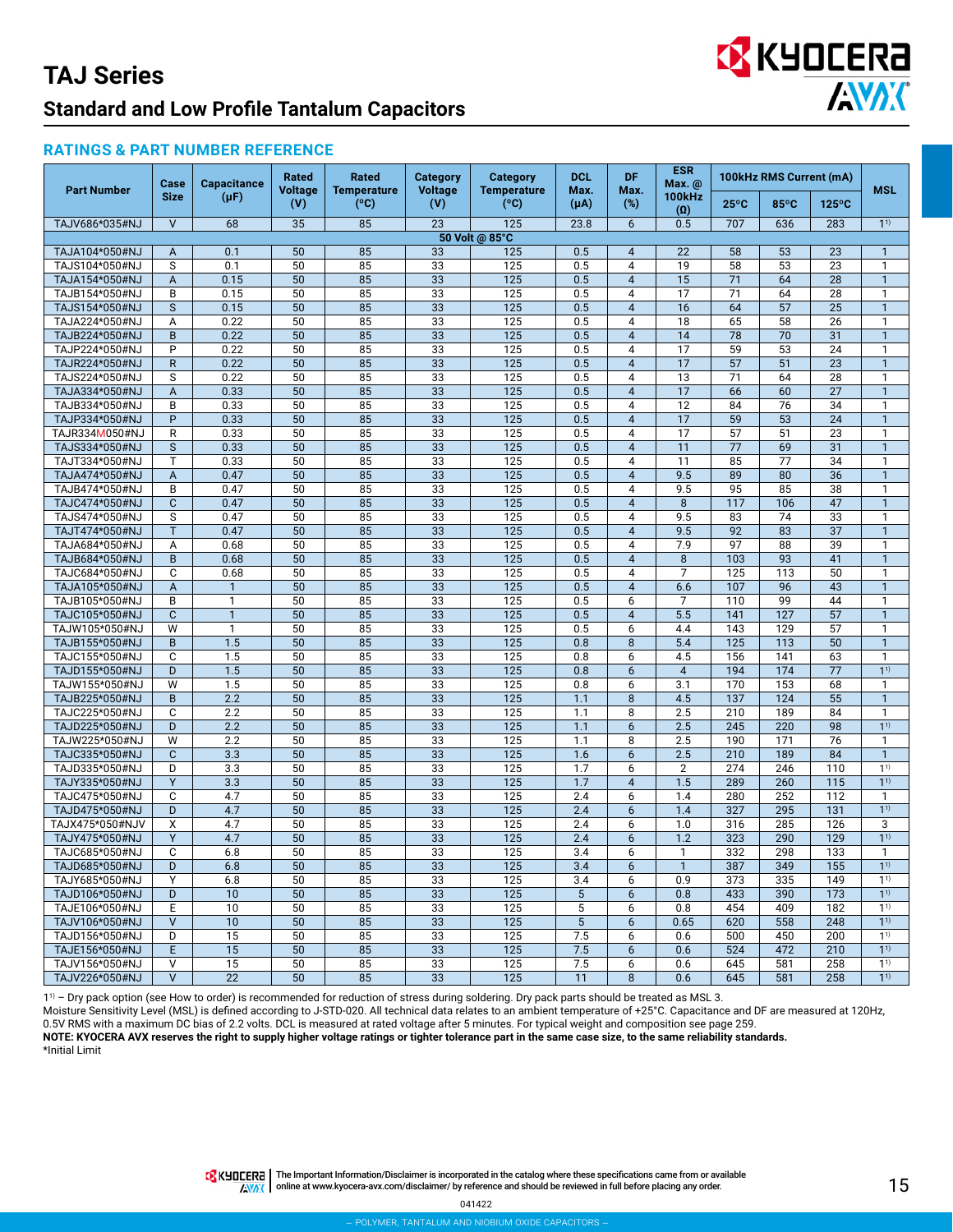# TAJ Series

## Standard and Low Profile Tantalum Capacitors

### RATINGS & PART NUMBER REFERENCE

| Part Number | Case Size | Capacitance (µF) | Rated Voltage (V) | Rated Temperature (°C) | Category Voltage (V) | Category Temperature (°C) | DCL Max. (µA) | DF Max. (%) | ESR Max. @ 100kHz (Ω) | 100kHz RMS Current (mA) | | | MSL |
|---|---|---|---|---|---|---|---|---|---|---|---|---|---|
| | | | | | | | | | | 25°C | 85°C | 125°C | |
| TAJV686*035#NJ | V | 68 | 35 | 85 | 23 | 125 | 23.8 | 6 | 0.5 | 707 | 636 | 283 | 1[1)] |
| **50 Volt @ 85°C** | | | | | | | | | | | | | |
| TAJA104*050#NJ | A | 0.1 | 50 | 85 | 33 | 125 | 0.5 | 4 | 22 | 58 | 53 | 23 | 1 |
| TAJS104*050#NJ | S | 0.1 | 50 | 85 | 33 | 125 | 0.5 | 4 | 19 | 58 | 53 | 23 | 1 |
| TAJA154*050#NJ | A | 0.15 | 50 | 85 | 33 | 125 | 0.5 | 4 | 15 | 71 | 64 | 28 | 1 |
| TAJB154*050#NJ | B | 0.15 | 50 | 85 | 33 | 125 | 0.5 | 4 | 17 | 71 | 64 | 28 | 1 |
| TAJS154*050#NJ | S | 0.15 | 50 | 85 | 33 | 125 | 0.5 | 4 | 16 | 64 | 57 | 25 | 1 |
| TAJA224*050#NJ | A | 0.22 | 50 | 85 | 33 | 125 | 0.5 | 4 | 18 | 65 | 58 | 26 | 1 |
| TAJB224*050#NJ | B | 0.22 | 50 | 85 | 33 | 125 | 0.5 | 4 | 14 | 78 | 70 | 31 | 1 |
| TAJP224*050#NJ | P | 0.22 | 50 | 85 | 33 | 125 | 0.5 | 4 | 17 | 59 | 53 | 24 | 1 |
| TAJR224*050#NJ | R | 0.22 | 50 | 85 | 33 | 125 | 0.5 | 4 | 17 | 57 | 51 | 23 | 1 |
| TAJS224*050#NJ | S | 0.22 | 50 | 85 | 33 | 125 | 0.5 | 4 | 13 | 71 | 64 | 28 | 1 |
| TAJA334*050#NJ | A | 0.33 | 50 | 85 | 33 | 125 | 0.5 | 4 | 17 | 66 | 60 | 27 | 1 |
| TAJB334*050#NJ | B | 0.33 | 50 | 85 | 33 | 125 | 0.5 | 4 | 12 | 84 | 76 | 34 | 1 |
| TAJP334*050#NJ | P | 0.33 | 50 | 85 | 33 | 125 | 0.5 | 4 | 17 | 59 | 53 | 24 | 1 |
| TAJR334M050#NJ | R | 0.33 | 50 | 85 | 33 | 125 | 0.5 | 4 | 17 | 57 | 51 | 23 | 1 |
| TAJS334*050#NJ | S | 0.33 | 50 | 85 | 33 | 125 | 0.5 | 4 | 11 | 77 | 69 | 31 | 1 |
| TAJT334*050#NJ | T | 0.33 | 50 | 85 | 33 | 125 | 0.5 | 4 | 11 | 85 | 77 | 34 | 1 |
| TAJA474*050#NJ | A | 0.47 | 50 | 85 | 33 | 125 | 0.5 | 4 | 9.5 | 89 | 80 | 36 | 1 |
| TAJB474*050#NJ | B | 0.47 | 50 | 85 | 33 | 125 | 0.5 | 4 | 9.5 | 95 | 85 | 38 | 1 |
| TAJC474*050#NJ | C | 0.47 | 50 | 85 | 33 | 125 | 0.5 | 4 | 8 | 117 | 106 | 47 | 1 |
| TAJS474*050#NJ | S | 0.47 | 50 | 85 | 33 | 125 | 0.5 | 4 | 9.5 | 83 | 74 | 33 | 1 |
| TAJT474*050#NJ | T | 0.47 | 50 | 85 | 33 | 125 | 0.5 | 4 | 9.5 | 92 | 83 | 37 | 1 |
| TAJA684*050#NJ | A | 0.68 | 50 | 85 | 33 | 125 | 0.5 | 4 | 7.9 | 97 | 88 | 39 | 1 |
| TAJB684*050#NJ | B | 0.68 | 50 | 85 | 33 | 125 | 0.5 | 4 | 8 | 103 | 93 | 41 | 1 |
| TAJC684*050#NJ | C | 0.68 | 50 | 85 | 33 | 125 | 0.5 | 4 | 7 | 125 | 113 | 50 | 1 |
| TAJA105*050#NJ | A | 1 | 50 | 85 | 33 | 125 | 0.5 | 4 | 6.6 | 107 | 96 | 43 | 1 |
| TAJB105*050#NJ | B | 1 | 50 | 85 | 33 | 125 | 0.5 | 6 | 7 | 110 | 99 | 44 | 1 |
| TAJC105*050#NJ | C | 1 | 50 | 85 | 33 | 125 | 0.5 | 4 | 5.5 | 141 | 127 | 57 | 1 |
| TAJW105*050#NJ | W | 1 | 50 | 85 | 33 | 125 | 0.5 | 6 | 4.4 | 143 | 129 | 57 | 1 |
| TAJB155*050#NJ | B | 1.5 | 50 | 85 | 33 | 125 | 0.8 | 8 | 5.4 | 125 | 113 | 50 | 1 |
| TAJC155*050#NJ | C | 1.5 | 50 | 85 | 33 | 125 | 0.8 | 6 | 4.5 | 156 | 141 | 63 | 1 |
| TAJD155*050#NJ | D | 1.5 | 50 | 85 | 33 | 125 | 0.8 | 6 | 4 | 194 | 174 | 77 | 1[1)] |
| TAJW155*050#NJ | W | 1.5 | 50 | 85 | 33 | 125 | 0.8 | 6 | 3.1 | 170 | 153 | 68 | 1 |
| TAJB225*050#NJ | B | 2.2 | 50 | 85 | 33 | 125 | 1.1 | 8 | 4.5 | 137 | 124 | 55 | 1 |
| TAJC225*050#NJ | C | 2.2 | 50 | 85 | 33 | 125 | 1.1 | 8 | 2.5 | 210 | 189 | 84 | 1 |
| TAJD225*050#NJ | D | 2.2 | 50 | 85 | 33 | 125 | 1.1 | 6 | 2.5 | 245 | 220 | 98 | 1[1)] |
| TAJW225*050#NJ | W | 2.2 | 50 | 85 | 33 | 125 | 1.1 | 8 | 2.5 | 190 | 171 | 76 | 1 |
| TAJC335*050#NJ | C | 3.3 | 50 | 85 | 33 | 125 | 1.6 | 6 | 2.5 | 210 | 189 | 84 | 1 |
| TAJD335*050#NJ | D | 3.3 | 50 | 85 | 33 | 125 | 1.7 | 6 | 2 | 274 | 246 | 110 | 1[1)] |
| TAJY335*050#NJ | Y | 3.3 | 50 | 85 | 33 | 125 | 1.7 | 4 | 1.5 | 289 | 260 | 115 | 1[1)] |
| TAJC475*050#NJ | C | 4.7 | 50 | 85 | 33 | 125 | 2.4 | 6 | 1.4 | 280 | 252 | 112 | 1 |
| TAJD475*050#NJ | D | 4.7 | 50 | 85 | 33 | 125 | 2.4 | 6 | 1.4 | 327 | 295 | 131 | 1[1)] |
| TAJX475*050#NJV | X | 4.7 | 50 | 85 | 33 | 125 | 2.4 | 6 | 1.0 | 316 | 285 | 126 | 3 |
| TAJY475*050#NJ | Y | 4.7 | 50 | 85 | 33 | 125 | 2.4 | 6 | 1.2 | 323 | 290 | 129 | 1[1)] |
| TAJC685*050#NJ | C | 6.8 | 50 | 85 | 33 | 125 | 3.4 | 6 | 1 | 332 | 298 | 133 | 1 |
| TAJD685*050#NJ | D | 6.8 | 50 | 85 | 33 | 125 | 3.4 | 6 | 1 | 387 | 349 | 155 | 1[1)] |
| TAJY685*050#NJ | Y | 6.8 | 50 | 85 | 33 | 125 | 3.4 | 6 | 0.9 | 373 | 335 | 149 | 1[1)] |
| TAJD106*050#NJ | D | 10 | 50 | 85 | 33 | 125 | 5 | 6 | 0.8 | 433 | 390 | 173 | 1[1)] |
| TAJE106*050#NJ | E | 10 | 50 | 85 | 33 | 125 | 5 | 6 | 0.8 | 454 | 409 | 182 | 1[1)] |
| TAJV106*050#NJ | V | 10 | 50 | 85 | 33 | 125 | 5 | 6 | 0.65 | 620 | 558 | 248 | 1[1)] |
| TAJD156*050#NJ | D | 15 | 50 | 85 | 33 | 125 | 7.5 | 6 | 0.6 | 500 | 450 | 200 | 1[1)] |
| TAJE156*050#NJ | E | 15 | 50 | 85 | 33 | 125 | 7.5 | 6 | 0.6 | 524 | 472 | 210 | 1[1)] |
| TAJV156*050#NJ | V | 15 | 50 | 85 | 33 | 125 | 7.5 | 6 | 0.6 | 645 | 581 | 258 | 1[1)] |
| TAJV226*050#NJ | V | 22 | 50 | 85 | 33 | 125 | 11 | 8 | 0.6 | 645 | 581 | 258 | 1[1)] |

1[1)] – Dry pack option (see How to order) is recommended for reduction of stress during soldering. Dry pack parts should be treated as MSL 3.

Moisture Sensitivity Level (MSL) is defined according to J-STD-020. All technical data relates to an ambient temperature of +25°C. Capacitance and DF are measured at 120Hz, 0.5V RMS with a maximum DC bias of 2.2 volts. DCL is measured at rated voltage after 5 minutes. For typical weight and composition see page 259.

**NOTE: KYOCERA AVX reserves the right to supply higher voltage ratings or tighter tolerance part in the same case size, to the same reliability standards.**

*Initial Limit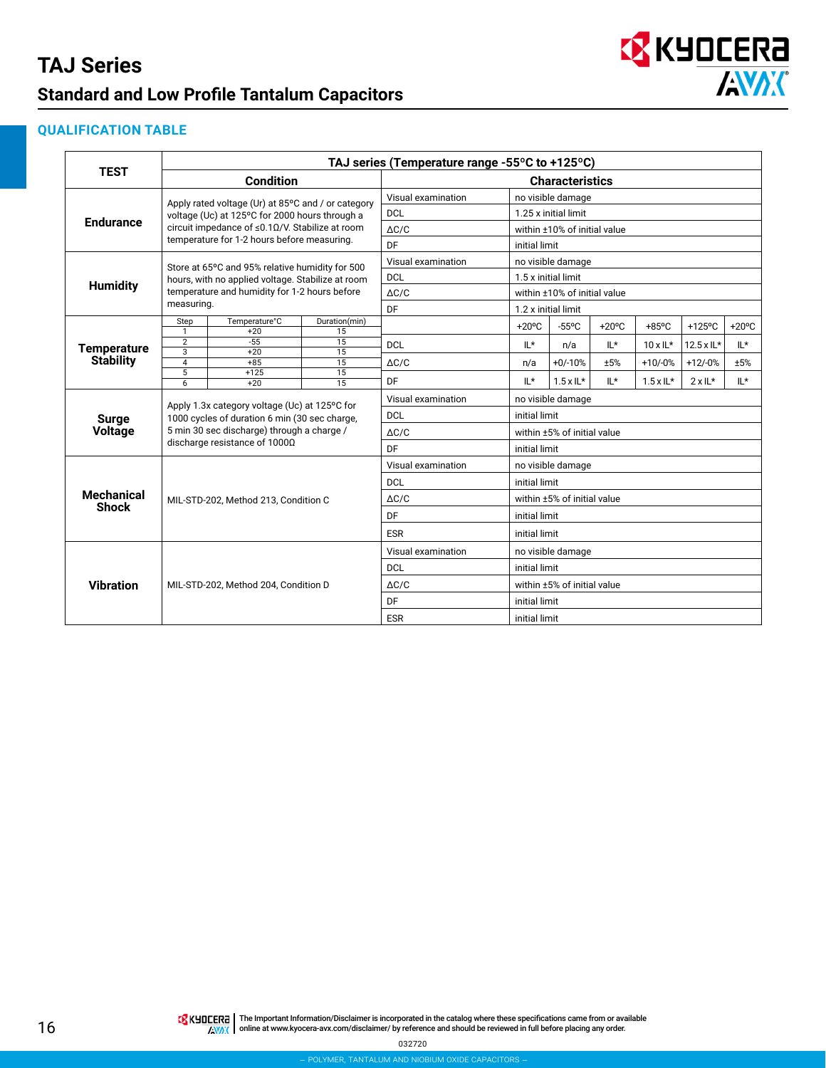# TAJ Series

## Standard and Low Profile Tantalum Capacitors

### QUALIFICATION TABLE

| TEST | TAJ series (Temperature range -55°C to +125°C) | | | | | | | |
|---|---|---|---|---|---|---|---|---|
| | Condition | Characteristics | | | | | | |
| Endurance | Apply rated voltage (Ur) at 85ºC and / or category voltage (Uc) at 125ºC for 2000 hours through a circuit impedance of ≤0.1Ω/V. Stabilize at room temperature for 1-2 hours before measuring. | Visual examination | no visible damage | | | | | |
| | | DCL | 1.25 x initial limit | | | | | |
| | | ΔC/C | within ±10% of initial value | | | | | |
| | | DF | initial limit | | | | | |
| Humidity | Store at 65ºC and 95% relative humidity for 500 hours, with no applied voltage. Stabilize at room temperature and humidity for 1-2 hours before measuring. | Visual examination | no visible damage | | | | | |
| | | DCL | 1.5 x initial limit | | | | | |
| | | ΔC/C | within ±10% of initial value | | | | | |
| | | DF | 1.2 x initial limit | | | | | |
| Temperature Stability | Step / Temperature°C / Duration(min): 1 / +20 / 15; 2 / -55 / 15; 3 / +20 / 15; 4 / +85 / 15; 5 / +125 / 15; 6 / +20 / 15 | | +20ºC | -55ºC | +20ºC | +85ºC | +125ºC | +20ºC |
| | | DCL | IL* | n/a | IL* | 10 x IL* | 12.5 x IL* | IL* |
| | | ΔC/C | n/a | +0/-10% | ±5% | +10/-0% | +12/-0% | ±5% |
| | | DF | IL* | 1.5 x IL* | IL* | 1.5 x IL* | 2 x IL* | IL* |
| Surge Voltage | Apply 1.3x category voltage (Uc) at 125ºC for 1000 cycles of duration 6 min (30 sec charge, 5 min 30 sec discharge) through a charge / discharge resistance of 1000Ω | Visual examination | no visible damage | | | | | |
| | | DCL | initial limit | | | | | |
| | | ΔC/C | within ±5% of initial value | | | | | |
| | | DF | initial limit | | | | | |
| Mechanical Shock | MIL-STD-202, Method 213, Condition C | Visual examination | no visible damage | | | | | |
| | | DCL | initial limit | | | | | |
| | | ΔC/C | within ±5% of initial value | | | | | |
| | | DF | initial limit | | | | | |
| | | ESR | initial limit | | | | | |
| Vibration | MIL-STD-202, Method 204, Condition D | Visual examination | no visible damage | | | | | |
| | | DCL | initial limit | | | | | |
| | | ΔC/C | within ±5% of initial value | | | | | |
| | | DF | initial limit | | | | | |
| | | ESR | initial limit | | | | | |

The Important Information/Disclaimer is incorporated in the catalog where these specifications came from or available online at www.kyocera-avx.com/disclaimer/ by reference and should be reviewed in full before placing any order.

032720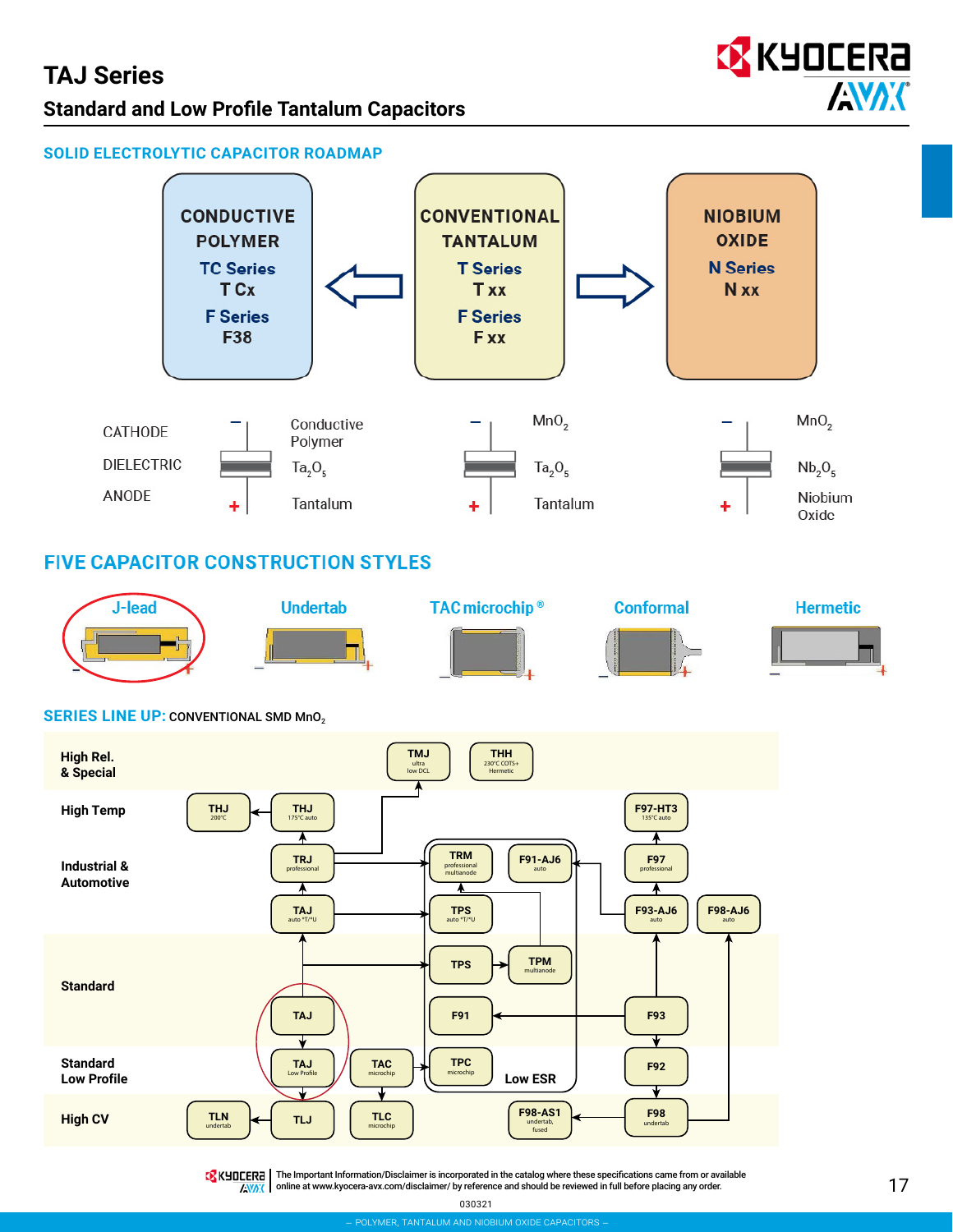# TAJ Series

## Standard and Low Profile Tantalum Capacitors

### SOLID ELECTROLYTIC CAPACITOR ROADMAP

CONDUCTIVE POLYMER
TC Series
T Cx
F Series
F38

CONVENTIONAL TANTALUM
T Series
T xx
F Series
F xx

NIOBIUM OXIDE
N Series
N xx

| | Conductive Polymer | Conventional Tantalum | Niobium Oxide |
|---|---|---|---|
| CATHODE | Conductive Polymer | $MnO_2$ | $MnO_2$ |
| DIELECTRIC | $Ta_2O_5$ | $Ta_2O_5$ | $Nb_2O_5$ |
| ANODE | Tantalum | Tantalum | Niobium Oxide |

### FIVE CAPACITOR CONSTRUCTION STYLES

J-lead
Undertab
TAC microchip®
Conformal
Hermetic

### SERIES LINE UP: CONVENTIONAL SMD $MnO_2$

High Rel. & Special
TMJ ultra low DCL
THH 230°C COTS+ Hermetic

High Temp
THJ 200°C
THJ 175°C auto
F97-HT3 135°C auto

Industrial & Automotive
TRJ professional
TRM professional multianode
F91-AJ6 auto
F97 professional
TAJ auto *T/*U
TPS auto *T/*U
F93-AJ6 auto
F98-AJ6 auto

Standard
TPS
TPM multianode
TAJ
F91
F93

Standard Low Profile
TAJ Low Profile
TAC microchip
TPC microchip
Low ESR
F92

High CV
TLN undertab
TLJ
TLC microchip
F98-AS1 undertab, fused
F98 undertab

The Important Information/Disclaimer is incorporated in the catalog where these specifications came from or available online at www.kyocera-avx.com/disclaimer/ by reference and should be reviewed in full before placing any order.

030321